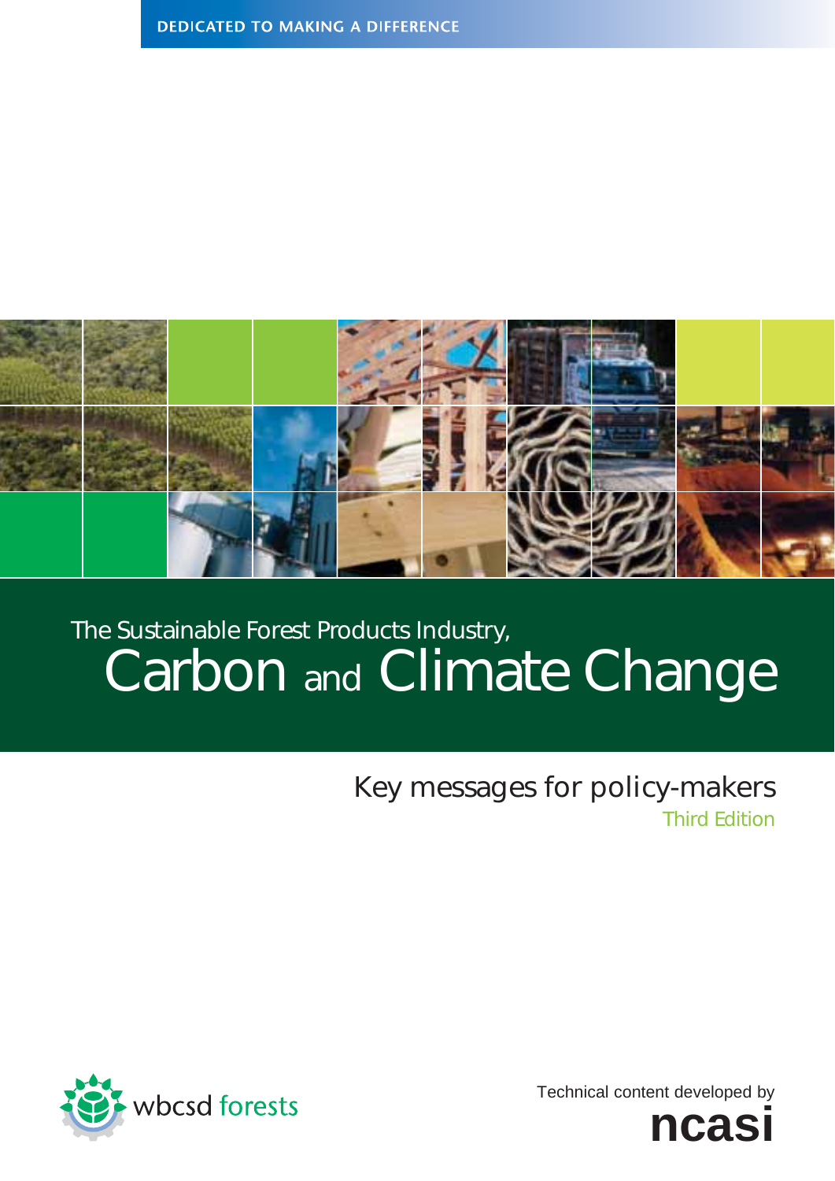DEDICATED TO MAKING A DIFFERENCE

# The Sustainable Forest Products Industry, Carbon and Climate Change

## Key messages for policy-makers

Third Edition

wbcsd forests

Technical content developed by

ncasi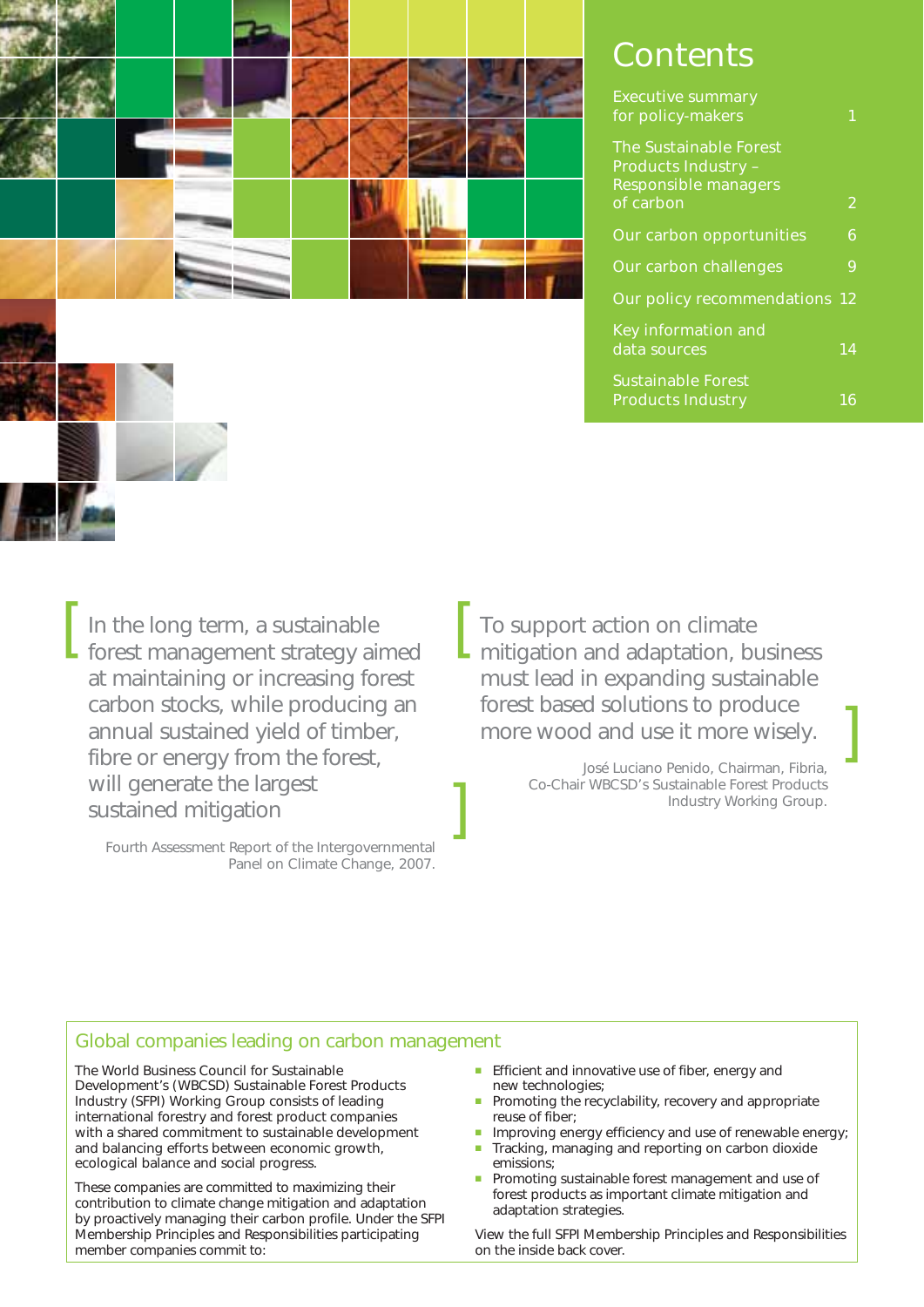# Contents

| | |
|---|---|
| Executive summary for policy-makers | 1 |
| The Sustainable Forest Products Industry – Responsible managers of carbon | 2 |
| Our carbon opportunities | 6 |
| Our carbon challenges | 9 |
| Our policy recommendations | 12 |
| Key information and data sources | 14 |
| Sustainable Forest Products Industry | 16 |

> In the long term, a sustainable forest management strategy aimed at maintaining or increasing forest carbon stocks, while producing an annual sustained yield of timber, fibre or energy from the forest, will generate the largest sustained mitigation
>
> Fourth Assessment Report of the Intergovernmental Panel on Climate Change, 2007.

> To support action on climate mitigation and adaptation, business must lead in expanding sustainable forest based solutions to produce more wood and use it more wisely.
>
> José Luciano Penido, Chairman, Fibria, Co-Chair WBCSD's Sustainable Forest Products Industry Working Group.

## Global companies leading on carbon management

The World Business Council for Sustainable Development's (WBCSD) Sustainable Forest Products Industry (SFPI) Working Group consists of leading international forestry and forest product companies with a shared commitment to sustainable development and balancing efforts between economic growth, ecological balance and social progress.

These companies are committed to maximizing their contribution to climate change mitigation and adaptation by proactively managing their carbon profile. Under the SFPI Membership Principles and Responsibilities participating member companies commit to:

- Efficient and innovative use of fiber, energy and new technologies;
- Promoting the recyclability, recovery and appropriate reuse of fiber;
- Improving energy efficiency and use of renewable energy;
- Tracking, managing and reporting on carbon dioxide emissions;
- Promoting sustainable forest management and use of forest products as important climate mitigation and adaptation strategies.

View the full SFPI Membership Principles and Responsibilities on the inside back cover.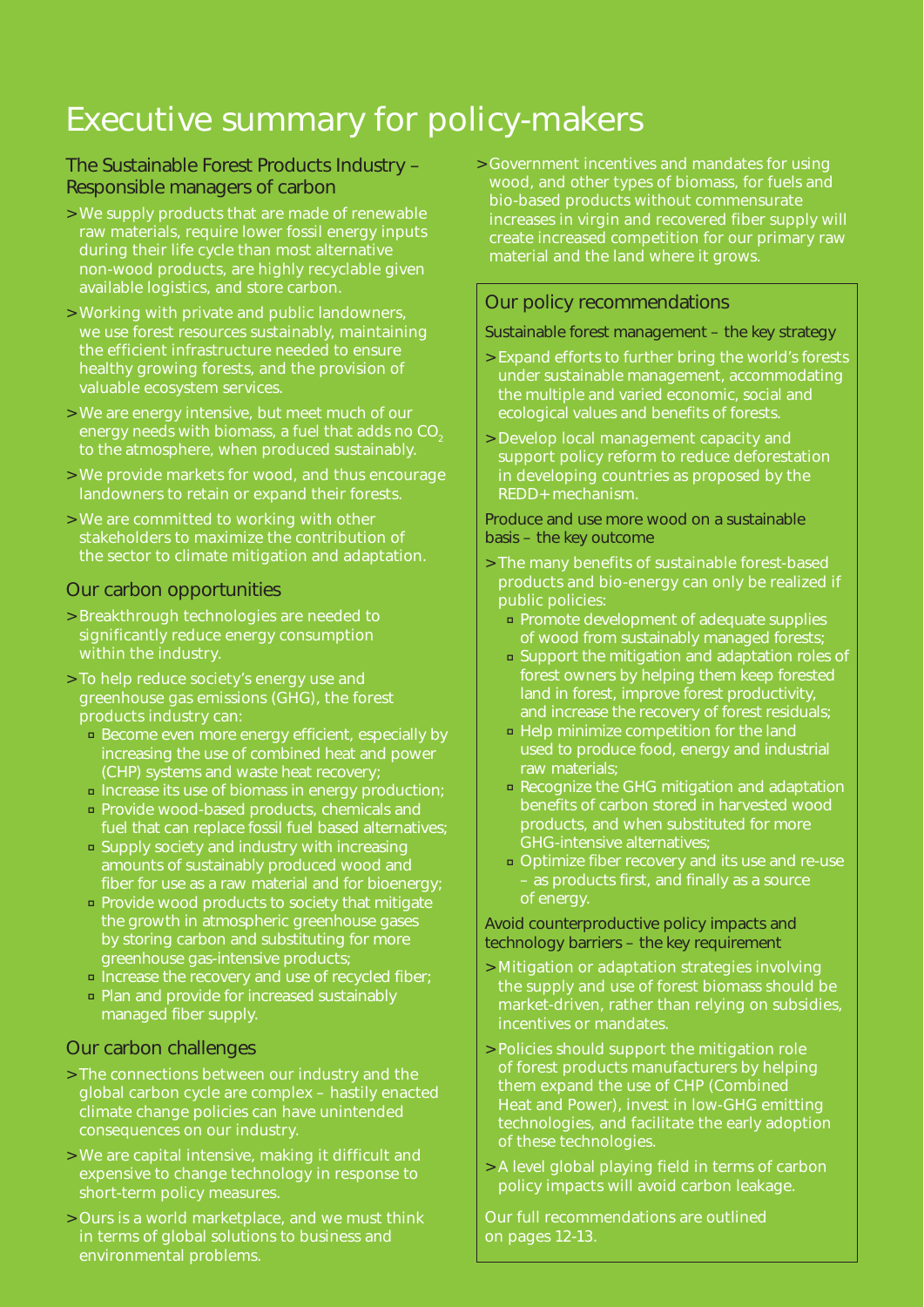# Executive summary for policy-makers

## The Sustainable Forest Products Industry – Responsible managers of carbon

- We supply products that are made of renewable raw materials, require lower fossil energy inputs during their life cycle than most alternative non-wood products, are highly recyclable given available logistics, and store carbon.
- Working with private and public landowners, we use forest resources sustainably, maintaining the efficient infrastructure needed to ensure healthy growing forests, and the provision of valuable ecosystem services.
- We are energy intensive, but meet much of our energy needs with biomass, a fuel that adds no $CO_2$ to the atmosphere, when produced sustainably.
- We provide markets for wood, and thus encourage landowners to retain or expand their forests.
- We are committed to working with other stakeholders to maximize the contribution of the sector to climate mitigation and adaptation.

## Our carbon opportunities

- Breakthrough technologies are needed to significantly reduce energy consumption within the industry.
- To help reduce society's energy use and greenhouse gas emissions (GHG), the forest products industry can:
  - Become even more energy efficient, especially by increasing the use of combined heat and power (CHP) systems and waste heat recovery;
  - Increase its use of biomass in energy production;
  - Provide wood-based products, chemicals and fuel that can replace fossil fuel based alternatives;
  - Supply society and industry with increasing amounts of sustainably produced wood and fiber for use as a raw material and for bioenergy;
  - Provide wood products to society that mitigate the growth in atmospheric greenhouse gases by storing carbon and substituting for more greenhouse gas-intensive products;
  - Increase the recovery and use of recycled fiber;
  - Plan and provide for increased sustainably managed fiber supply.

## Our carbon challenges

- The connections between our industry and the global carbon cycle are complex – hastily enacted climate change policies can have unintended consequences on our industry.
- We are capital intensive, making it difficult and expensive to change technology in response to short-term policy measures.
- Ours is a world marketplace, and we must think in terms of global solutions to business and environmental problems.
- Government incentives and mandates for using wood, and other types of biomass, for fuels and bio-based products without commensurate increases in virgin and recovered fiber supply will create increased competition for our primary raw material and the land where it grows.

## Our policy recommendations

### Sustainable forest management – the key strategy

- Expand efforts to further bring the world's forests under sustainable management, accommodating the multiple and varied economic, social and ecological values and benefits of forests.
- Develop local management capacity and support policy reform to reduce deforestation in developing countries as proposed by the REDD+ mechanism.

### Produce and use more wood on a sustainable basis – the key outcome

- The many benefits of sustainable forest-based products and bio-energy can only be realized if public policies:
  - Promote development of adequate supplies of wood from sustainably managed forests;
  - Support the mitigation and adaptation roles of forest owners by helping them keep forested land in forest, improve forest productivity, and increase the recovery of forest residuals;
  - Help minimize competition for the land used to produce food, energy and industrial raw materials;
  - Recognize the GHG mitigation and adaptation benefits of carbon stored in harvested wood products, and when substituted for more GHG-intensive alternatives;
  - Optimize fiber recovery and its use and re-use – as products first, and finally as a source of energy.

### Avoid counterproductive policy impacts and technology barriers – the key requirement

- Mitigation or adaptation strategies involving the supply and use of forest biomass should be market-driven, rather than relying on subsidies, incentives or mandates.
- Policies should support the mitigation role of forest products manufacturers by helping them expand the use of CHP (Combined Heat and Power), invest in low-GHG emitting technologies, and facilitate the early adoption of these technologies.
- A level global playing field in terms of carbon policy impacts will avoid carbon leakage.

Our full recommendations are outlined on pages 12-13.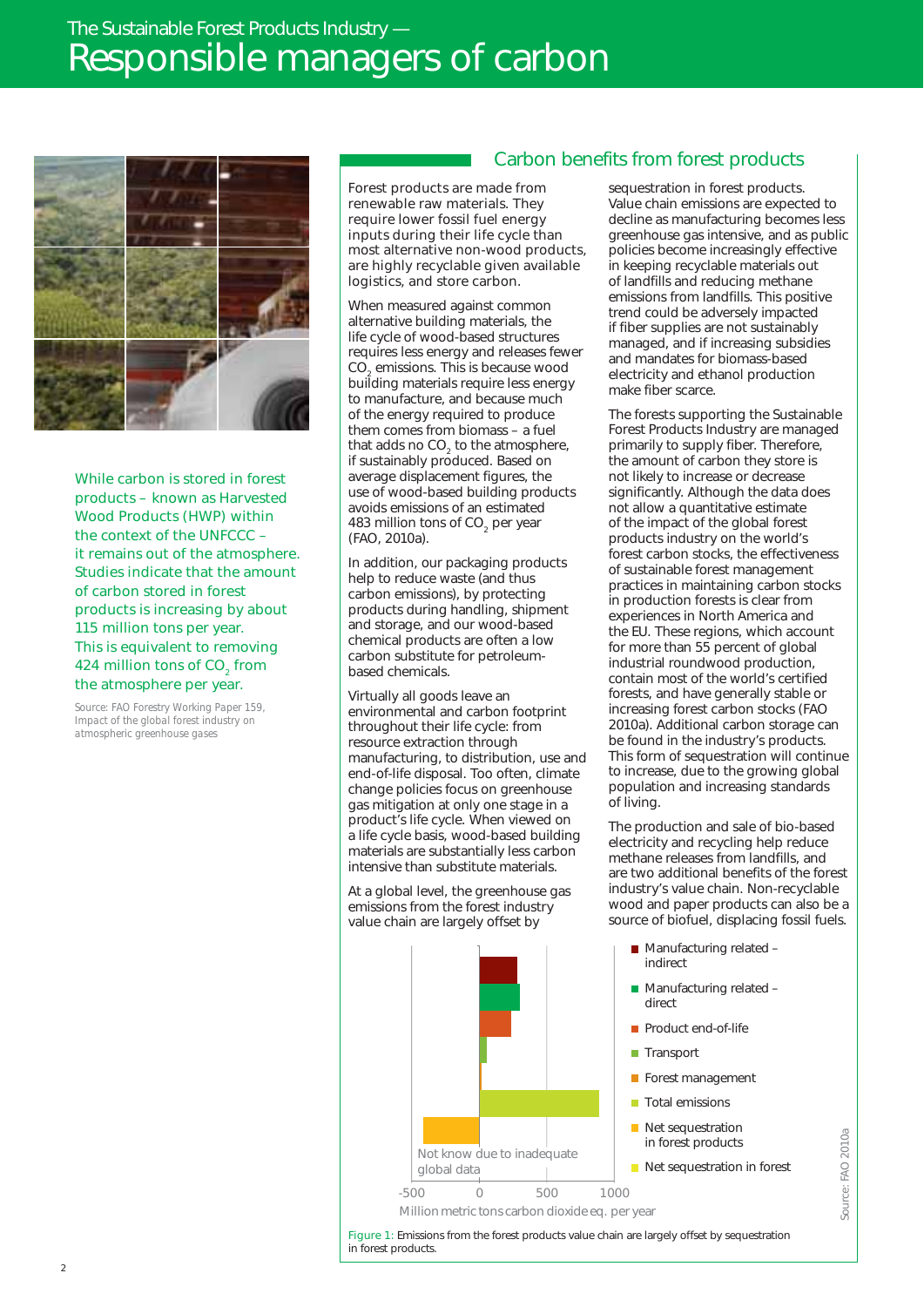# The Sustainable Forest Products Industry — Responsible managers of carbon

While carbon is stored in forest products – known as Harvested Wood Products (HWP) within the context of the UNFCCC – it remains out of the atmosphere. Studies indicate that the amount of carbon stored in forest products is increasing by about 115 million tons per year. This is equivalent to removing 424 million tons of $CO_2$ from the atmosphere per year.

Source: FAO Forestry Working Paper 159, Impact of the global forest industry on atmospheric greenhouse gases

## Carbon benefits from forest products

Forest products are made from renewable raw materials. They require lower fossil fuel energy inputs during their life cycle than most alternative non-wood products, are highly recyclable given available logistics, and store carbon.

When measured against common alternative building materials, the life cycle of wood-based structures requires less energy and releases fewer $CO_2$ emissions. This is because wood building materials require less energy to manufacture, and because much of the energy required to produce them comes from biomass – a fuel that adds no $CO_2$ to the atmosphere, if sustainably produced. Based on average displacement figures, the use of wood-based building products avoids emissions of an estimated 483 million tons of $CO_2$ per year (FAO, 2010a).

In addition, our packaging products help to reduce waste (and thus carbon emissions), by protecting products during handling, shipment and storage, and our wood-based chemical products are often a low carbon substitute for petroleum-based chemicals.

Virtually all goods leave an environmental and carbon footprint throughout their life cycle: from resource extraction through manufacturing, to distribution, use and end-of-life disposal. Too often, climate change policies focus on greenhouse gas mitigation at only one stage in a product's life cycle. When viewed on a life cycle basis, wood-based building materials are substantially less carbon intensive than substitute materials.

At a global level, the greenhouse gas emissions from the forest industry value chain are largely offset by sequestration in forest products. Value chain emissions are expected to decline as manufacturing becomes less greenhouse gas intensive, and as public policies become increasingly effective in keeping recyclable materials out of landfills and reducing methane emissions from landfills. This positive trend could be adversely impacted if fiber supplies are not sustainably managed, and if increasing subsidies and mandates for biomass-based electricity and ethanol production make fiber scarce.

The forests supporting the Sustainable Forest Products Industry are managed primarily to supply fiber. Therefore, the amount of carbon they store is not likely to increase or decrease significantly. Although the data does not allow a quantitative estimate of the impact of the global forest products industry on the world's forest carbon stocks, the effectiveness of sustainable forest management practices in maintaining carbon stocks in production forests is clear from experiences in North America and the EU. These regions, which account for more than 55 percent of global industrial roundwood production, contain most of the world's certified forests, and have generally stable or increasing forest carbon stocks (FAO 2010a). Additional carbon storage can be found in the industry's products. This form of sequestration will continue to increase, due to the growing global population and increasing standards of living.

The production and sale of bio-based electricity and recycling help reduce methane releases from landfills, and are two additional benefits of the forest industry's value chain. Non-recyclable wood and paper products can also be a source of biofuel, displacing fossil fuels.

Legend: Manufacturing related – indirect; Manufacturing related – direct; Product end-of-life; Transport; Forest management; Total emissions; Net sequestration in forest products; Net sequestration in forest

Not know due to inadequate global data

-500 | 0 | 500 | 1000

Million metric tons carbon dioxide eq. per year

Source: FAO 2010a

Figure 1: Emissions from the forest products value chain are largely offset by sequestration in forest products.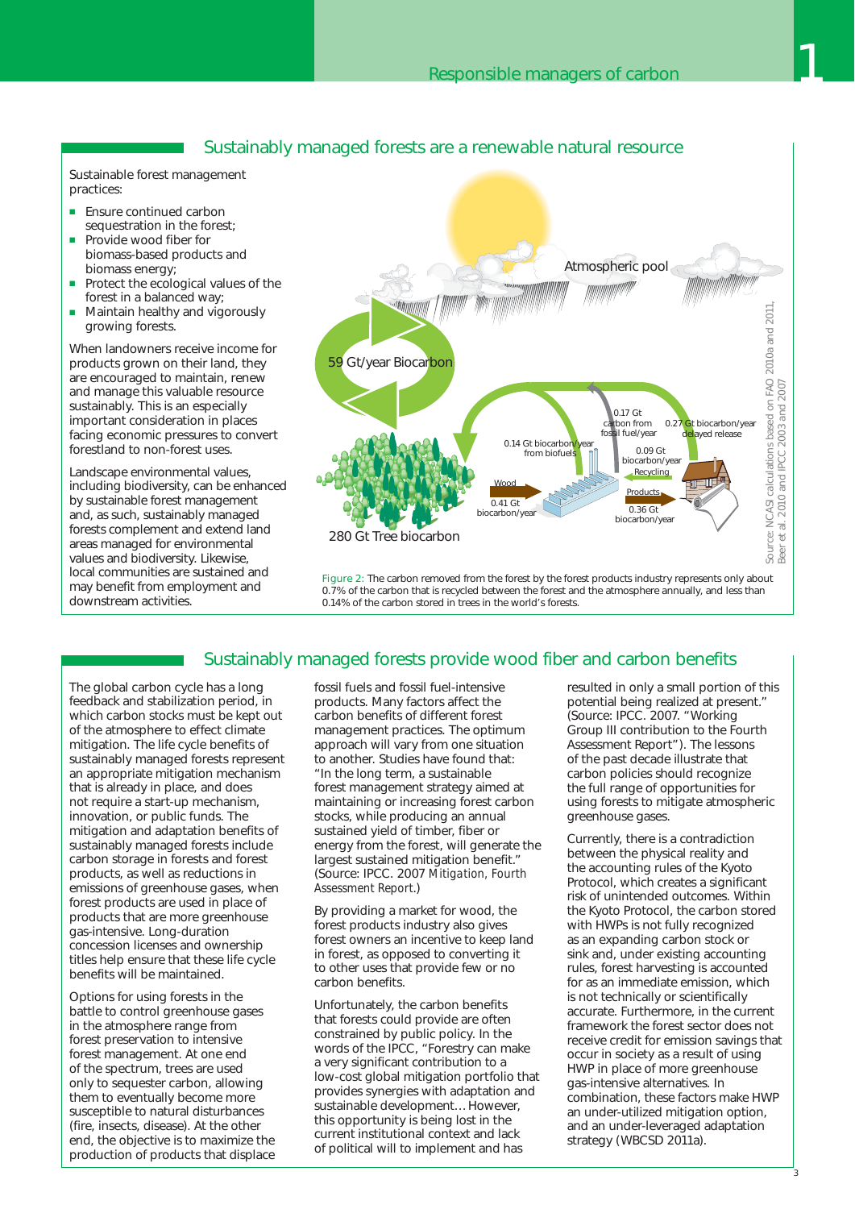## Sustainably managed forests are a renewable natural resource

Sustainable forest management practices:

- Ensure continued carbon sequestration in the forest;
- Provide wood fiber for biomass-based products and biomass energy;
- Protect the ecological values of the forest in a balanced way;
- Maintain healthy and vigorously growing forests.

When landowners receive income for products grown on their land, they are encouraged to maintain, renew and manage this valuable resource sustainably. This is an especially important consideration in places facing economic pressures to convert forestland to non-forest uses.

Landscape environmental values, including biodiversity, can be enhanced by sustainable forest management and, as such, sustainably managed forests complement and extend land areas managed for environmental values and biodiversity. Likewise, local communities are sustained and may benefit from employment and downstream activities.

Atmospheric pool

59 Gt/year Biocarbon

280 Gt Tree biocarbon

0.14 Gt biocarbon/year from biofuels

0.17 Gt carbon from fossil fuel/year

0.27 Gt biocarbon/year delayed release

0.09 Gt biocarbon/year Recycling

Wood 0.41 Gt biocarbon/year

Products 0.36 Gt biocarbon/year

Source: NCASI calculations based on FAO 2010a and 2011, Beer et al. 2010 and IPCC 2003 and 2007

Figure 2: The carbon removed from the forest by the forest products industry represents only about 0.7% of the carbon that is recycled between the forest and the atmosphere annually, and less than 0.14% of the carbon stored in trees in the world's forests.

## Sustainably managed forests provide wood fiber and carbon benefits

The global carbon cycle has a long feedback and stabilization period, in which carbon stocks must be kept out of the atmosphere to effect climate mitigation. The life cycle benefits of sustainably managed forests represent an appropriate mitigation mechanism that is already in place, and does not require a start-up mechanism, innovation, or public funds. The mitigation and adaptation benefits of sustainably managed forests include carbon storage in forests and forest products, as well as reductions in emissions of greenhouse gases, when forest products are used in place of products that are more greenhouse gas-intensive. Long-duration concession licenses and ownership titles help ensure that these life cycle benefits will be maintained.

Options for using forests in the battle to control greenhouse gases in the atmosphere range from forest preservation to intensive forest management. At one end of the spectrum, trees are used only to sequester carbon, allowing them to eventually become more susceptible to natural disturbances (fire, insects, disease). At the other end, the objective is to maximize the production of products that displace fossil fuels and fossil fuel-intensive products. Many factors affect the carbon benefits of different forest management practices. The optimum approach will vary from one situation to another. Studies have found that: "In the long term, a sustainable forest management strategy aimed at maintaining or increasing forest carbon stocks, while producing an annual sustained yield of timber, fiber or energy from the forest, will generate the largest sustained mitigation benefit." (Source: IPCC. 2007 *Mitigation, Fourth Assessment Report*.)

By providing a market for wood, the forest products industry also gives forest owners an incentive to keep land in forest, as opposed to converting it to other uses that provide few or no carbon benefits.

Unfortunately, the carbon benefits that forests could provide are often constrained by public policy. In the words of the IPCC, "Forestry can make a very significant contribution to a low-cost global mitigation portfolio that provides synergies with adaptation and sustainable development… However, this opportunity is being lost in the current institutional context and lack of political will to implement and has resulted in only a small portion of this potential being realized at present." (Source: IPCC. 2007. "Working Group III contribution to the Fourth Assessment Report"). The lessons of the past decade illustrate that carbon policies should recognize the full range of opportunities for using forests to mitigate atmospheric greenhouse gases.

Currently, there is a contradiction between the physical reality and the accounting rules of the Kyoto Protocol, which creates a significant risk of unintended outcomes. Within the Kyoto Protocol, the carbon stored with HWPs is not fully recognized as an expanding carbon stock or sink and, under existing accounting rules, forest harvesting is accounted for as an immediate emission, which is not technically or scientifically accurate. Furthermore, in the current framework the forest sector does not receive credit for emission savings that occur in society as a result of using HWP in place of more greenhouse gas-intensive alternatives. In combination, these factors make HWP an under-utilized mitigation option, and an under-leveraged adaptation strategy (WBCSD 2011a).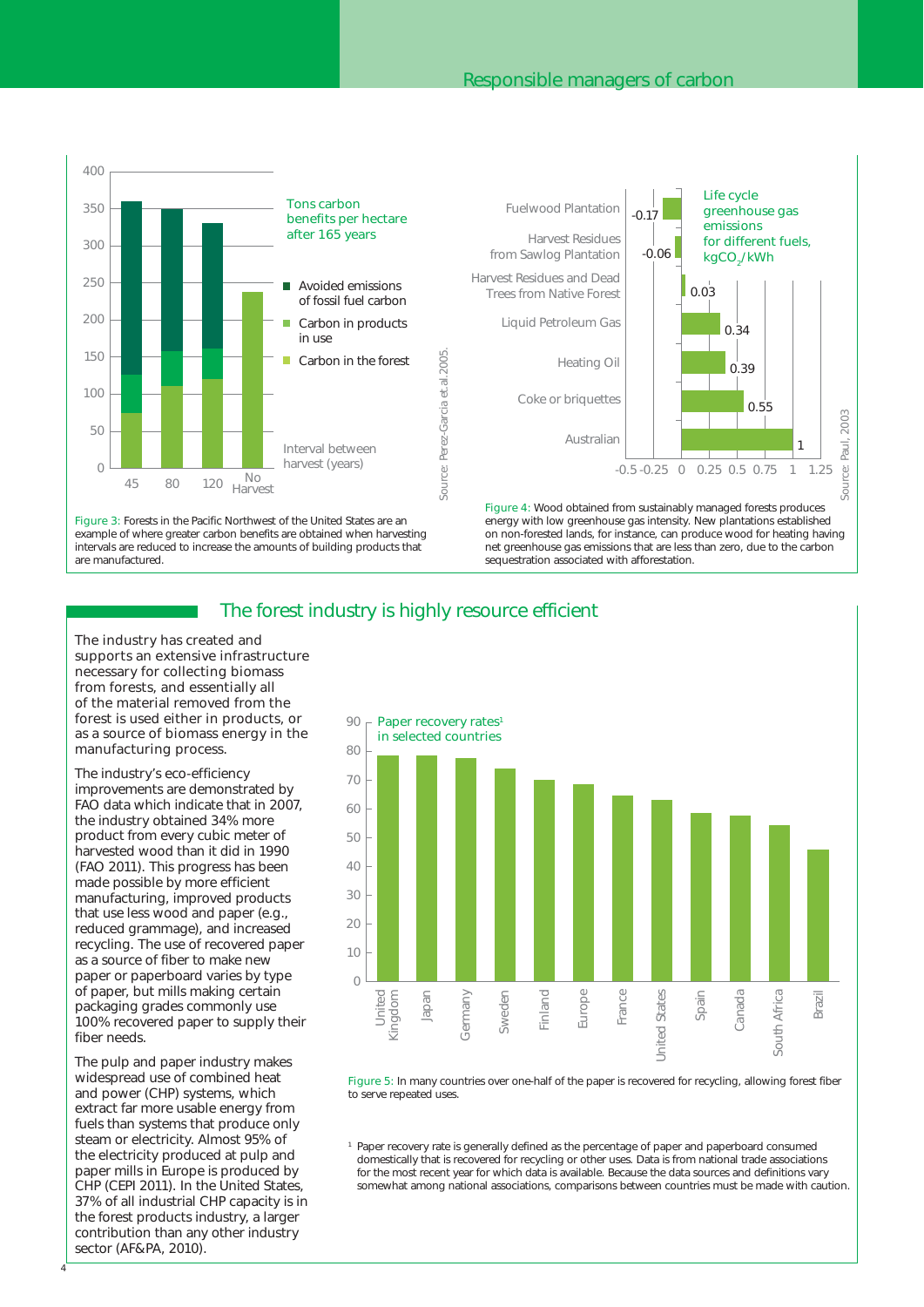## Responsible managers of carbon

Tons carbon benefits per hectare after 165 years

| Interval between harvest (years) | Carbon in the forest | Carbon in products in use | Avoided emissions of fossil fuel carbon |
|---|---|---|---|
| 45 | | | |
| 80 | | | |
| 120 | | | |
| No Harvest | | | |

Source: Perez-Garcia et.al.2005.

Figure 3: Forests in the Pacific Northwest of the United States are an example of where greater carbon benefits are obtained when harvesting intervals are reduced to increase the amounts of building products that are manufactured.

Life cycle greenhouse gas emissions for different fuels, $kgCO_2/kWh$

| Fuel | $kgCO_2/kWh$ |
|---|---|
| Fuelwood Plantation | -0.17 |
| Harvest Residues from Sawlog Plantation | -0.06 |
| Harvest Residues and Dead Trees from Native Forest | 0.03 |
| Liquid Petroleum Gas | 0.34 |
| Heating Oil | 0.39 |
| Coke or briquettes | 0.55 |
| Australian | 1 |

Source: Paul, 2003

Figure 4: Wood obtained from sustainably managed forests produces energy with low greenhouse gas intensity. New plantations established on non-forested lands, for instance, can produce wood for heating having net greenhouse gas emissions that are less than zero, due to the carbon sequestration associated with afforestation.

## The forest industry is highly resource efficient

The industry has created and supports an extensive infrastructure necessary for collecting biomass from forests, and essentially all of the material removed from the forest is used either in products, or as a source of biomass energy in the manufacturing process.

The industry's eco-efficiency improvements are demonstrated by FAO data which indicate that in 2007, the industry obtained 34% more product from every cubic meter of harvested wood than it did in 1990 (FAO 2011). This progress has been made possible by more efficient manufacturing, improved products that use less wood and paper (e.g., reduced grammage), and increased recycling. The use of recovered paper as a source of fiber to make new paper or paperboard varies by type of paper, but mills making certain packaging grades commonly use 100% recovered paper to supply their fiber needs.

The pulp and paper industry makes widespread use of combined heat and power (CHP) systems, which extract far more usable energy from fuels than systems that produce only steam or electricity. Almost 95% of the electricity produced at pulp and paper mills in Europe is produced by CHP (CEPI 2011). In the United States, 37% of all industrial CHP capacity is in the forest products industry, a larger contribution than any other industry sector (AF&PA, 2010).

Paper recovery rates[1] in selected countries

United Kingdom, Japan, Germany, Sweden, Finland, Europe, France, United States, Spain, Canada, South Africa, Brazil

Figure 5: In many countries over one-half of the paper is recovered for recycling, allowing forest fiber to serve repeated uses.

[1] Paper recovery rate is generally defined as the percentage of paper and paperboard consumed domestically that is recovered for recycling or other uses. Data is from national trade associations for the most recent year for which data is available. Because the data sources and definitions vary somewhat among national associations, comparisons between countries must be made with caution.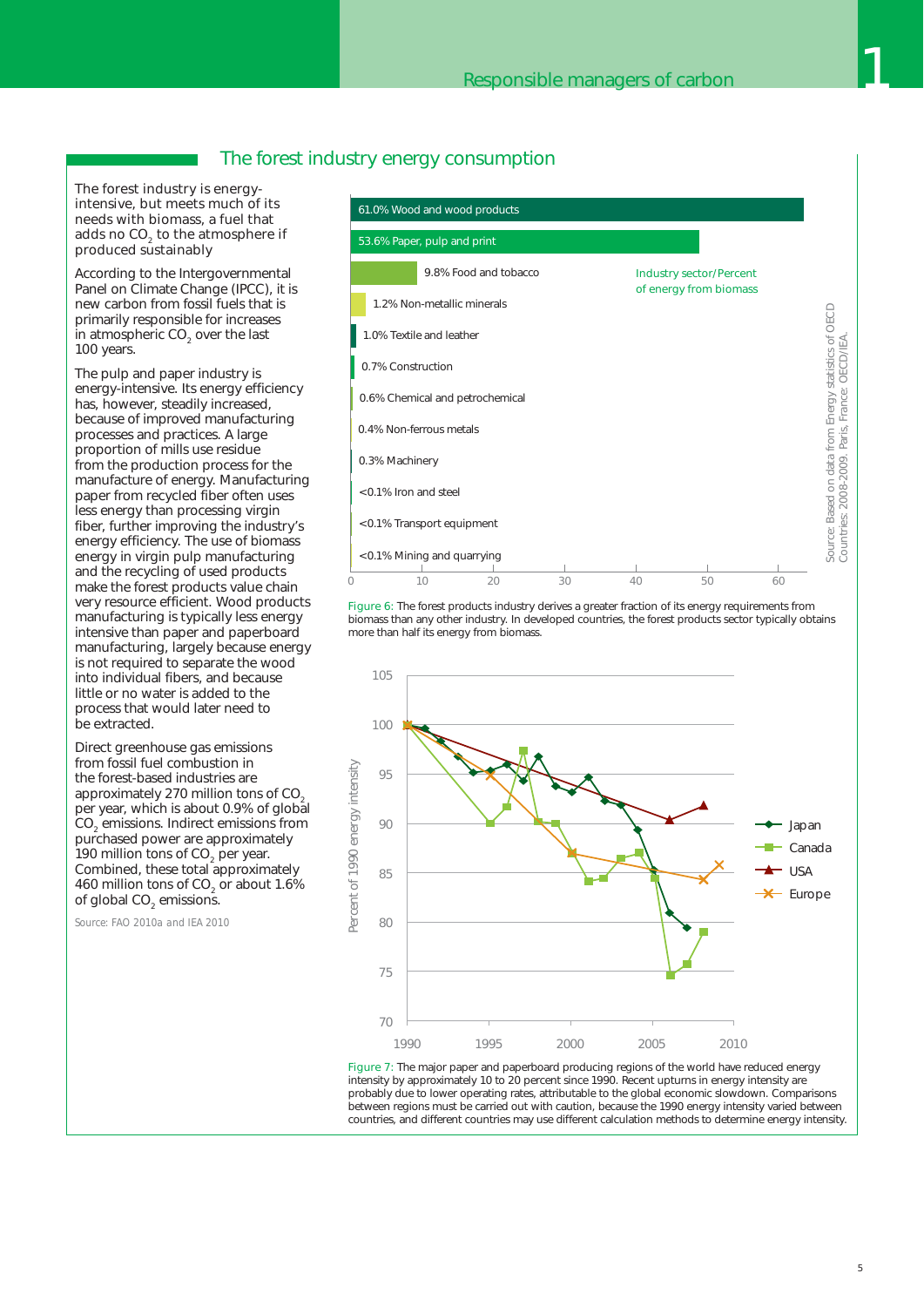## The forest industry energy consumption

The forest industry is energy-intensive, but meets much of its needs with biomass, a fuel that adds no $CO_2$ to the atmosphere if produced sustainably

According to the Intergovernmental Panel on Climate Change (IPCC), it is new carbon from fossil fuels that is primarily responsible for increases in atmospheric $CO_2$ over the last 100 years.

The pulp and paper industry is energy-intensive. Its energy efficiency has, however, steadily increased, because of improved manufacturing processes and practices. A large proportion of mills use residue from the production process for the manufacture of energy. Manufacturing paper from recycled fiber often uses less energy than processing virgin fiber, further improving the industry's energy efficiency. The use of biomass energy in virgin pulp manufacturing and the recycling of used products make the forest products value chain very resource efficient. Wood products manufacturing is typically less energy intensive than paper and paperboard manufacturing, largely because energy is not required to separate the wood into individual fibers, and because little or no water is added to the process that would later need to be extracted.

Direct greenhouse gas emissions from fossil fuel combustion in the forest-based industries are approximately 270 million tons of $CO_2$ per year, which is about 0.9% of global $CO_2$ emissions. Indirect emissions from purchased power are approximately 190 million tons of $CO_2$ per year. Combined, these total approximately 460 million tons of $CO_2$ or about 1.6% of global $CO_2$ emissions.

Source: FAO 2010a and IEA 2010

Industry sector/Percent of energy from biomass

| Industry sector | Percent of energy from biomass |
|---|---|
| Wood and wood products | 61.0% |
| Paper, pulp and print | 53.6% |
| Food and tobacco | 9.8% |
| Non-metallic minerals | 1.2% |
| Textile and leather | 1.0% |
| Construction | 0.7% |
| Chemical and petrochemical | 0.6% |
| Non-ferrous metals | 0.4% |
| Machinery | 0.3% |
| Iron and steel | <0.1% |
| Transport equipment | <0.1% |
| Mining and quarrying | <0.1% |

Source: Based on data from Energy statistics of OECD Countries: 2008-2009. Paris, France: OECD/IEA.

Figure 6: The forest products industry derives a greater fraction of its energy requirements from biomass than any other industry. In developed countries, the forest products sector typically obtains more than half its energy from biomass.

Figure 7: The major paper and paperboard producing regions of the world have reduced energy intensity by approximately 10 to 20 percent since 1990. Recent upturns in energy intensity are probably due to lower operating rates, attributable to the global economic slowdown. Comparisons between regions must be carried out with caution, because the 1990 energy intensity varied between countries, and different countries may use different calculation methods to determine energy intensity.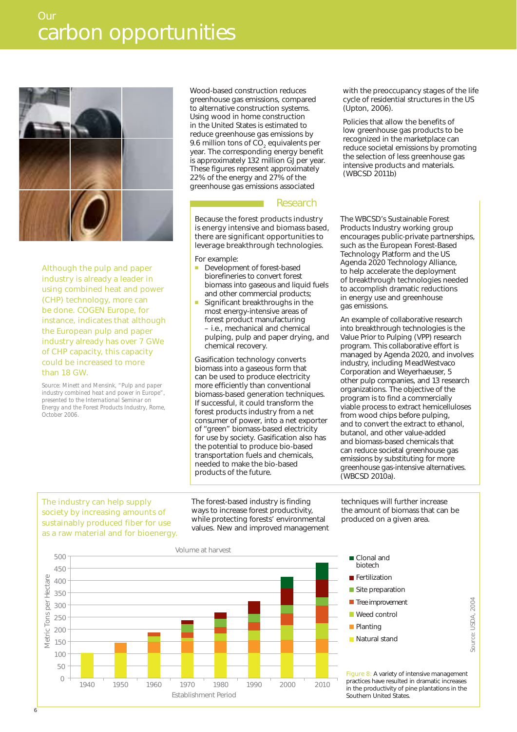# Our carbon opportunities

Although the pulp and paper industry is already a leader in using combined heat and power (CHP) technology, more can be done. COGEN Europe, for instance, indicates that although the European pulp and paper industry already has over 7 GWe of CHP capacity, this capacity could be increased to more than 18 GW.

Source: Minett and Mensink, "Pulp and paper industry combined heat and power in Europe", presented to the International Seminar on Energy and the Forest Products Industry, Rome, October 2006.

Wood-based construction reduces greenhouse gas emissions, compared to alternative construction systems. Using wood in home construction in the United States is estimated to reduce greenhouse gas emissions by 9.6 million tons of $CO_2$ equivalents per year. The corresponding energy benefit is approximately 132 million GJ per year. These figures represent approximately 22% of the energy and 27% of the greenhouse gas emissions associated with the preoccupancy stages of the life cycle of residential structures in the US (Upton, 2006).

Policies that allow the benefits of low greenhouse gas products to be recognized in the marketplace can reduce societal emissions by promoting the selection of less greenhouse gas intensive products and materials. (WBCSD 2011b)

## Research

Because the forest products industry is energy intensive and biomass based, there are significant opportunities to leverage breakthrough technologies.

For example:

- Development of forest-based biorefineries to convert forest biomass into gaseous and liquid fuels and other commercial products;
- Significant breakthroughs in the most energy-intensive areas of forest product manufacturing – i.e., mechanical and chemical pulping, pulp and paper drying, and chemical recovery.

Gasification technology converts biomass into a gaseous form that can be used to produce electricity more efficiently than conventional biomass-based generation techniques. If successful, it could transform the forest products industry from a net consumer of power, into a net exporter of "green" biomass-based electricity for use by society. Gasification also has the potential to produce bio-based transportation fuels and chemicals, needed to make the bio-based products of the future.

The WBCSD's Sustainable Forest Products Industry working group encourages public-private partnerships, such as the European Forest-Based Technology Platform and the US Agenda 2020 Technology Alliance, to help accelerate the deployment of breakthrough technologies needed to accomplish dramatic reductions in energy use and greenhouse gas emissions.

An example of collaborative research into breakthrough technologies is the Value Prior to Pulping (VPP) research program. This collaborative effort is managed by Agenda 2020, and involves industry, including MeadWestvaco Corporation and Weyerhaeuser, 5 other pulp companies, and 13 research organizations. The objective of the program is to find a commercially viable process to extract hemicelluloses from wood chips before pulping, and to convert the extract to ethanol, butanol, and other value-added and biomass-based chemicals that can reduce societal greenhouse gas emissions by substituting for more greenhouse gas-intensive alternatives. (WBCSD 2010a).

The industry can help supply society by increasing amounts of sustainably produced fiber for use as a raw material and for bioenergy.

The forest-based industry is finding ways to increase forest productivity, while protecting forests' environmental values. New and improved management techniques will further increase the amount of biomass that can be produced on a given area.

Figure 8: A variety of intensive management practices have resulted in dramatic increases in the productivity of pine plantations in the Southern United States.

Source: USDA, 2004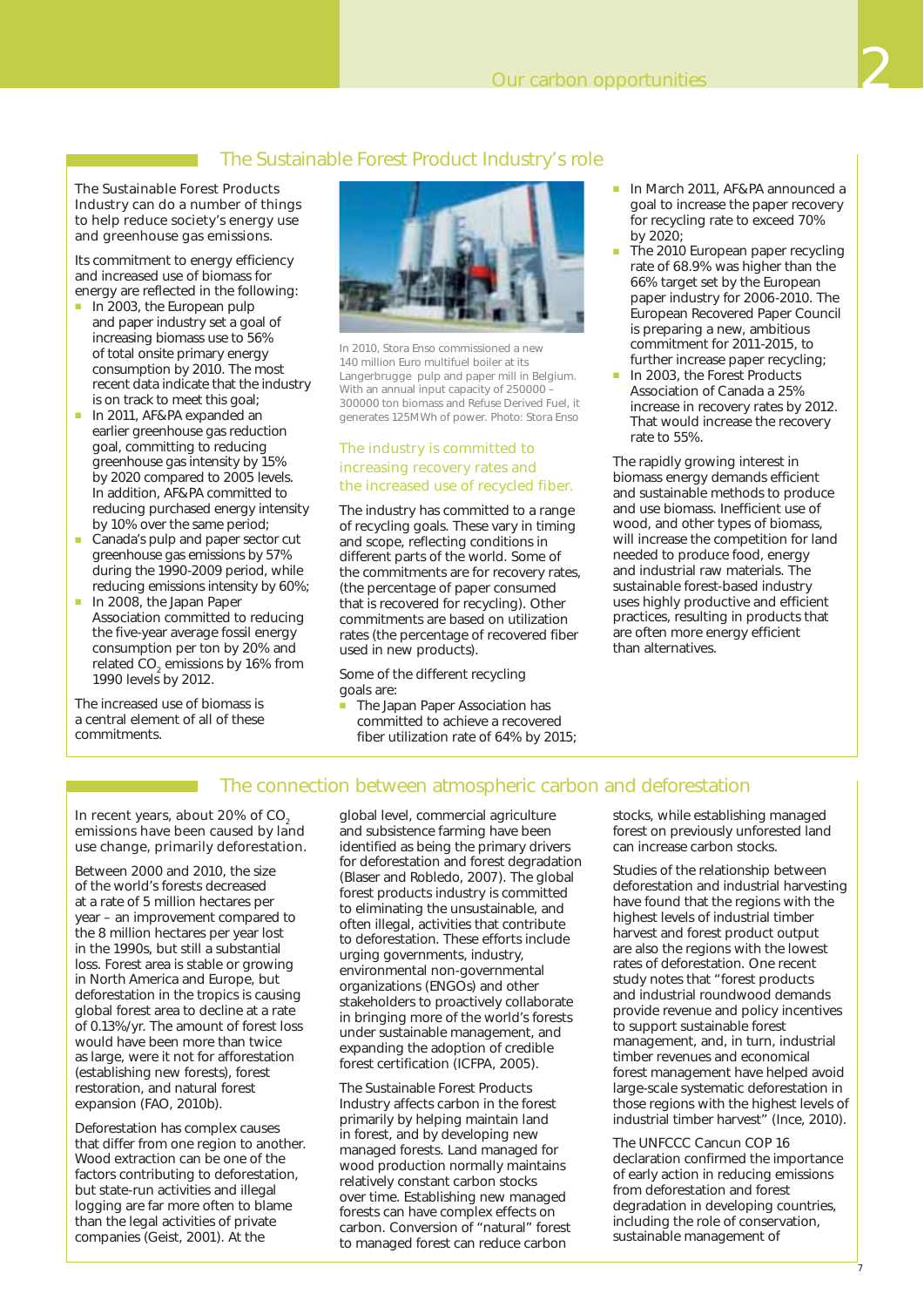## The Sustainable Forest Product Industry's role

The Sustainable Forest Products Industry can do a number of things to help reduce society's energy use and greenhouse gas emissions.

Its commitment to energy efficiency and increased use of biomass for energy are reflected in the following:

- In 2003, the European pulp and paper industry set a goal of increasing biomass use to 56% of total onsite primary energy consumption by 2010. The most recent data indicate that the industry is on track to meet this goal;
- In 2011, AF&PA expanded an earlier greenhouse gas reduction goal, committing to reducing greenhouse gas intensity by 15% by 2020 compared to 2005 levels. In addition, AF&PA committed to reducing purchased energy intensity by 10% over the same period;
- Canada's pulp and paper sector cut greenhouse gas emissions by 57% during the 1990-2009 period, while reducing emissions intensity by 60%;
- In 2008, the Japan Paper Association committed to reducing the five-year average fossil energy consumption per ton by 20% and related $CO_2$ emissions by 16% from 1990 levels by 2012.

The increased use of biomass is a central element of all of these commitments.

In 2010, Stora Enso commissioned a new 140 million Euro multifuel boiler at its Langerbrugge pulp and paper mill in Belgium. With an annual input capacity of 250000 – 300000 ton biomass and Refuse Derived Fuel, it generates 125MWh of power. Photo: Stora Enso

### The industry is committed to increasing recovery rates and the increased use of recycled fiber.

The industry has committed to a range of recycling goals. These vary in timing and scope, reflecting conditions in different parts of the world. Some of the commitments are for recovery rates, (the percentage of paper consumed that is recovered for recycling). Other commitments are based on utilization rates (the percentage of recovered fiber used in new products).

Some of the different recycling goals are:

- The Japan Paper Association has committed to achieve a recovered fiber utilization rate of 64% by 2015;
- In March 2011, AF&PA announced a goal to increase the paper recovery for recycling rate to exceed 70% by 2020;
- The 2010 European paper recycling rate of 68.9% was higher than the 66% target set by the European paper industry for 2006-2010. The European Recovered Paper Council is preparing a new, ambitious commitment for 2011-2015, to further increase paper recycling;
- In 2003, the Forest Products Association of Canada a 25% increase in recovery rates by 2012. That would increase the recovery rate to 55%.

The rapidly growing interest in biomass energy demands efficient and sustainable methods to produce and use biomass. Inefficient use of wood, and other types of biomass, will increase the competition for land needed to produce food, energy and industrial raw materials. The sustainable forest-based industry uses highly productive and efficient practices, resulting in products that are often more energy efficient than alternatives.

## The connection between atmospheric carbon and deforestation

In recent years, about 20% of $CO_2$ emissions have been caused by land use change, primarily deforestation.

Between 2000 and 2010, the size of the world's forests decreased at a rate of 5 million hectares per year – an improvement compared to the 8 million hectares per year lost in the 1990s, but still a substantial loss. Forest area is stable or growing in North America and Europe, but deforestation in the tropics is causing global forest area to decline at a rate of 0.13%/yr. The amount of forest loss would have been more than twice as large, were it not for afforestation (establishing new forests), forest restoration, and natural forest expansion (FAO, 2010b).

Deforestation has complex causes that differ from one region to another. Wood extraction can be one of the factors contributing to deforestation, but state-run activities and illegal logging are far more often to blame than the legal activities of private companies (Geist, 2001). At the global level, commercial agriculture and subsistence farming have been identified as being the primary drivers for deforestation and forest degradation (Blaser and Robledo, 2007). The global forest products industry is committed to eliminating the unsustainable, and often illegal, activities that contribute to deforestation. These efforts include urging governments, industry, environmental non-governmental organizations (ENGOs) and other stakeholders to proactively collaborate in bringing more of the world's forests under sustainable management, and expanding the adoption of credible forest certification (ICFPA, 2005).

The Sustainable Forest Products Industry affects carbon in the forest primarily by helping maintain land in forest, and by developing new managed forests. Land managed for wood production normally maintains relatively constant carbon stocks over time. Establishing new managed forests can have complex effects on carbon. Conversion of "natural" forest to managed forest can reduce carbon stocks, while establishing managed forest on previously unforested land can increase carbon stocks.

Studies of the relationship between deforestation and industrial harvesting have found that the regions with the highest levels of industrial timber harvest and forest product output are also the regions with the lowest rates of deforestation. One recent study notes that "forest products and industrial roundwood demands provide revenue and policy incentives to support sustainable forest management, and, in turn, industrial timber revenues and economical forest management have helped avoid large-scale systematic deforestation in those regions with the highest levels of industrial timber harvest" (Ince, 2010).

The UNFCCC Cancun COP 16 declaration confirmed the importance of early action in reducing emissions from deforestation and forest degradation in developing countries, including the role of conservation, sustainable management of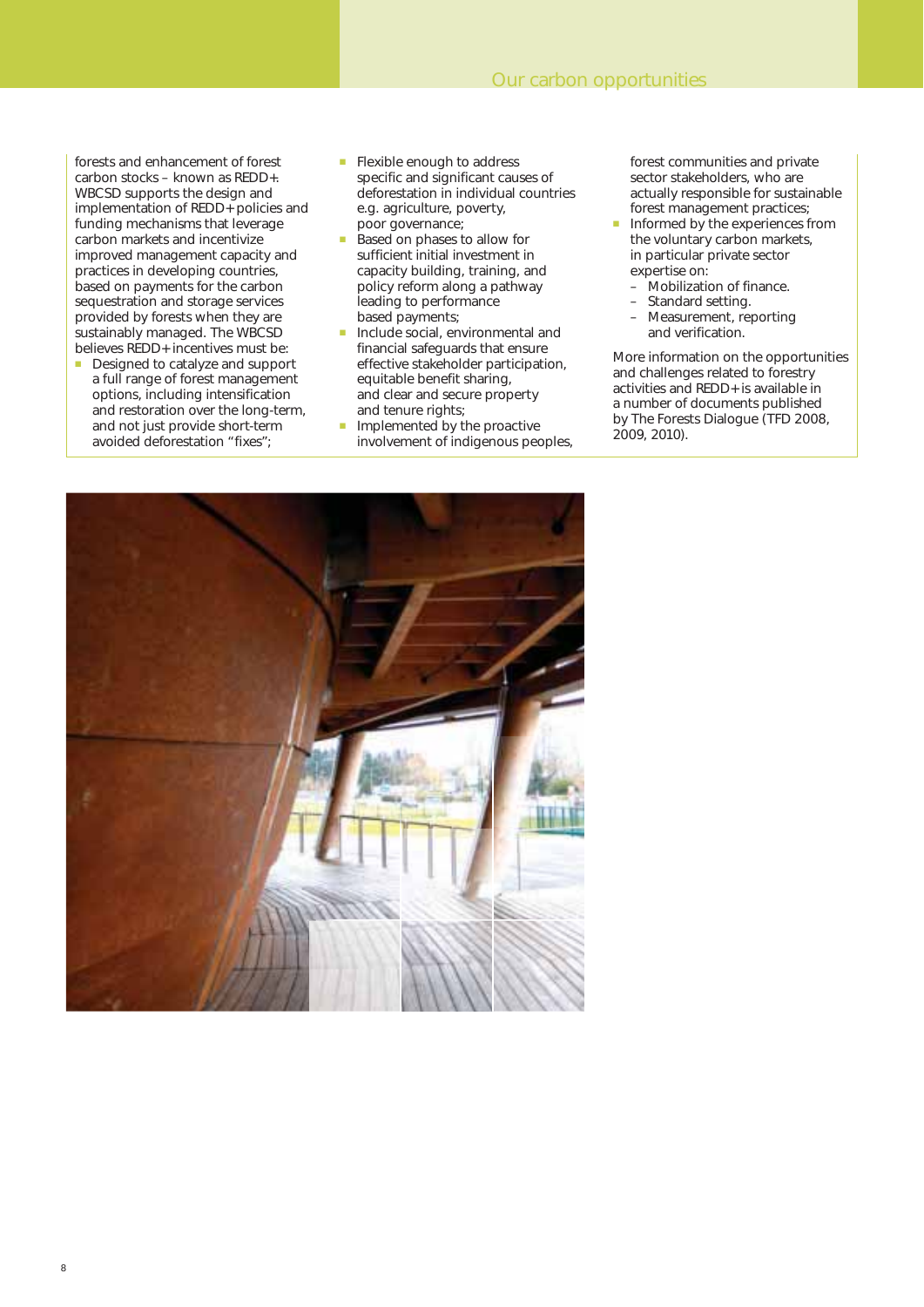forests and enhancement of forest carbon stocks – known as REDD+. WBCSD supports the design and implementation of REDD+ policies and funding mechanisms that leverage carbon markets and incentivize improved management capacity and practices in developing countries, based on payments for the carbon sequestration and storage services provided by forests when they are sustainably managed. The WBCSD believes REDD+ incentives must be:

- Designed to catalyze and support a full range of forest management options, including intensification and restoration over the long-term, and not just provide short-term avoided deforestation "fixes";
- Flexible enough to address specific and significant causes of deforestation in individual countries e.g. agriculture, poverty, poor governance;
- Based on phases to allow for sufficient initial investment in capacity building, training, and policy reform along a pathway leading to performance based payments;
- Include social, environmental and financial safeguards that ensure effective stakeholder participation, equitable benefit sharing, and clear and secure property and tenure rights;
- Implemented by the proactive involvement of indigenous peoples, forest communities and private sector stakeholders, who are actually responsible for sustainable forest management practices;
- Informed by the experiences from the voluntary carbon markets, in particular private sector expertise on:
  - Mobilization of finance.
  - Standard setting.
  - Measurement, reporting and verification.

More information on the opportunities and challenges related to forestry activities and REDD+ is available in a number of documents published by The Forests Dialogue (TFD 2008, 2009, 2010).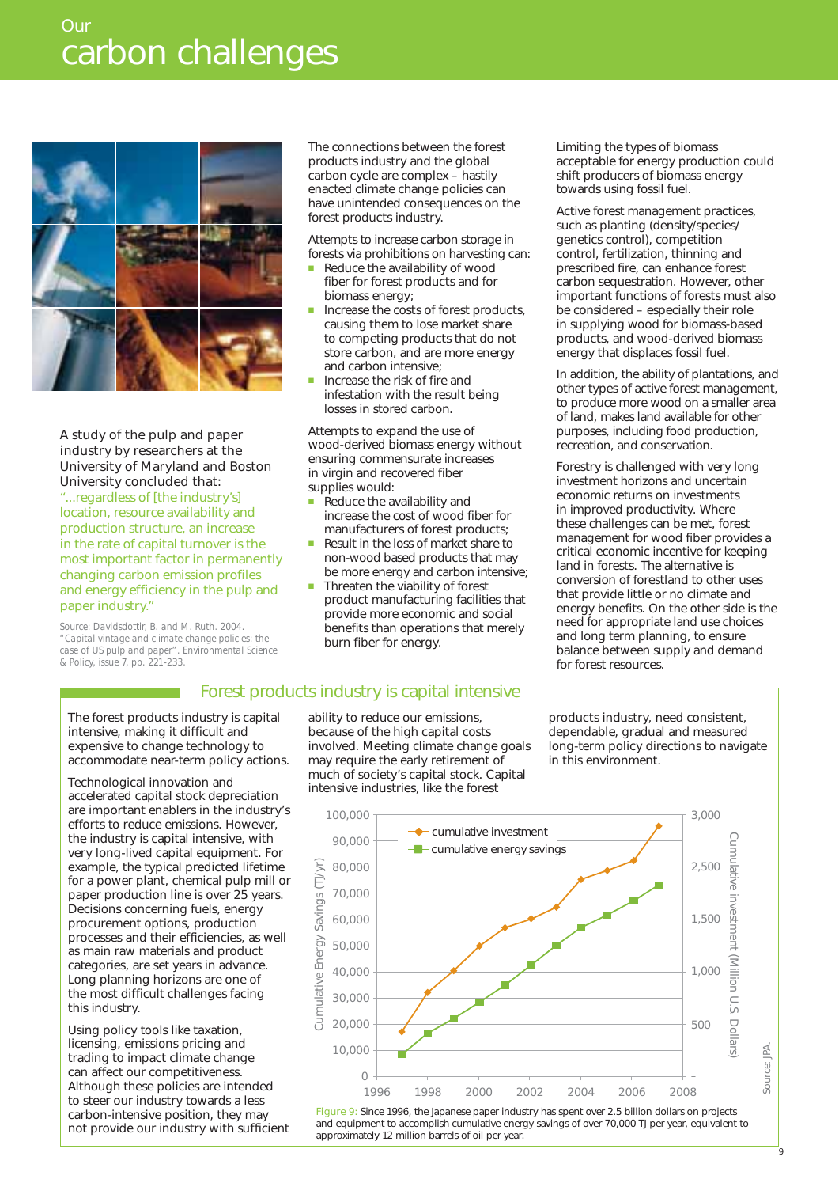# Our carbon challenges

A study of the pulp and paper industry by researchers at the University of Maryland and Boston University concluded that:

"...regardless of [the industry's] location, resource availability and production structure, an increase in the rate of capital turnover is the most important factor in permanently changing carbon emission profiles and energy efficiency in the pulp and paper industry."

Source: Davidsdottir, B. and M. Ruth. 2004. "Capital vintage and climate change policies: the case of US pulp and paper". Environmental Science & Policy, issue 7, pp. 221-233.

The connections between the forest products industry and the global carbon cycle are complex – hastily enacted climate change policies can have unintended consequences on the forest products industry.

Attempts to increase carbon storage in forests via prohibitions on harvesting can:

- Reduce the availability of wood fiber for forest products and for biomass energy;
- Increase the costs of forest products, causing them to lose market share to competing products that do not store carbon, and are more energy and carbon intensive;
- Increase the risk of fire and infestation with the result being losses in stored carbon.

Attempts to expand the use of wood-derived biomass energy without ensuring commensurate increases in virgin and recovered fiber supplies would:

- Reduce the availability and increase the cost of wood fiber for manufacturers of forest products;
- Result in the loss of market share to non-wood based products that may be more energy and carbon intensive;
- Threaten the viability of forest product manufacturing facilities that provide more economic and social benefits than operations that merely burn fiber for energy.

Limiting the types of biomass acceptable for energy production could shift producers of biomass energy towards using fossil fuel.

Active forest management practices, such as planting (density/species/genetics control), competition control, fertilization, thinning and prescribed fire, can enhance forest carbon sequestration. However, other important functions of forests must also be considered – especially their role in supplying wood for biomass-based products, and wood-derived biomass energy that displaces fossil fuel.

In addition, the ability of plantations, and other types of active forest management, to produce more wood on a smaller area of land, makes land available for other purposes, including food production, recreation, and conservation.

Forestry is challenged with very long investment horizons and uncertain economic returns on investments in improved productivity. Where these challenges can be met, forest management for wood fiber provides a critical economic incentive for keeping land in forests. The alternative is conversion of forestland to other uses that provide little or no climate and energy benefits. On the other side is the need for appropriate land use choices and long term planning, to ensure balance between supply and demand for forest resources.

## Forest products industry is capital intensive

The forest products industry is capital intensive, making it difficult and expensive to change technology to accommodate near-term policy actions.

Technological innovation and accelerated capital stock depreciation are important enablers in the industry's efforts to reduce emissions. However, the industry is capital intensive, with very long-lived capital equipment. For example, the typical predicted lifetime for a power plant, chemical pulp mill or paper production line is over 25 years. Decisions concerning fuels, energy procurement options, production processes and their efficiencies, as well as main raw materials and product categories, are set years in advance. Long planning horizons are one of the most difficult challenges facing this industry.

Using policy tools like taxation, licensing, emissions pricing and trading to impact climate change can affect our competitiveness. Although these policies are intended to steer our industry towards a less carbon-intensive position, they may not provide our industry with sufficient ability to reduce our emissions, because of the high capital costs involved. Meeting climate change goals may require the early retirement of much of society's capital stock. Capital intensive industries, like the forest products industry, need consistent, dependable, gradual and measured long-term policy directions to navigate in this environment.

Figure 9: Since 1996, the Japanese paper industry has spent over 2.5 billion dollars on projects and equipment to accomplish cumulative energy savings of over 70,000 TJ per year, equivalent to approximately 12 million barrels of oil per year.

Source: JPA.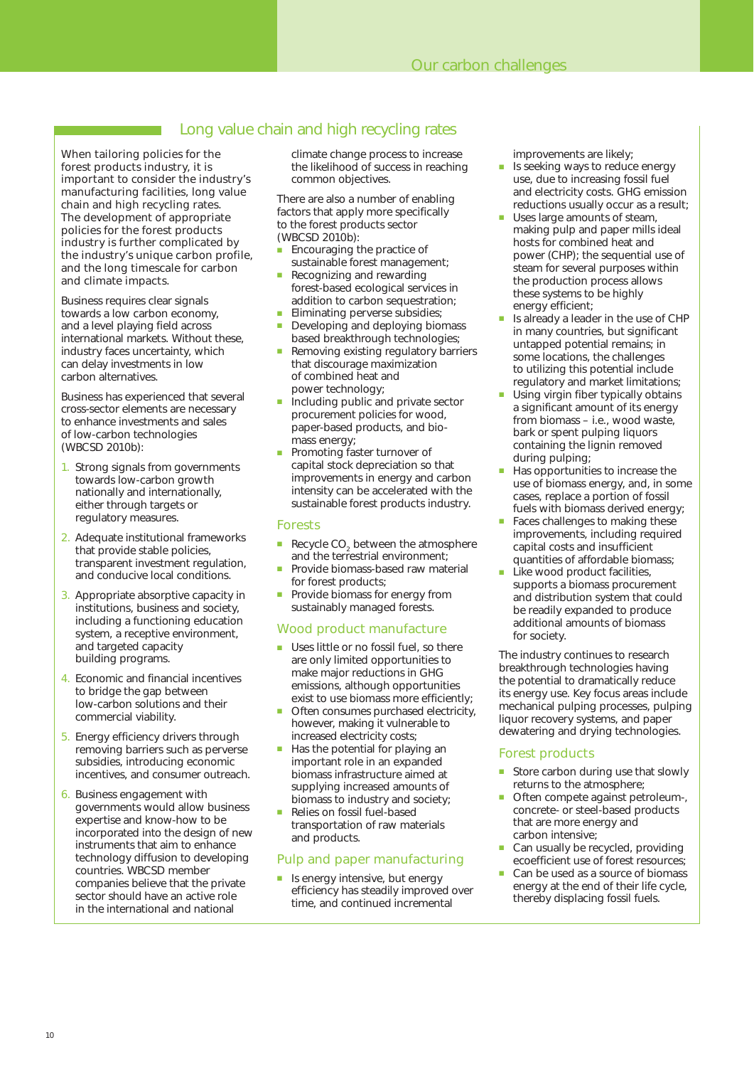## Long value chain and high recycling rates

When tailoring policies for the forest products industry, it is important to consider the industry's manufacturing facilities, long value chain and high recycling rates. The development of appropriate policies for the forest products industry is further complicated by the industry's unique carbon profile, and the long timescale for carbon and climate impacts.

Business requires clear signals towards a low carbon economy, and a level playing field across international markets. Without these, industry faces uncertainty, which can delay investments in low carbon alternatives.

Business has experienced that several cross-sector elements are necessary to enhance investments and sales of low-carbon technologies (WBCSD 2010b):

1. Strong signals from governments towards low-carbon growth nationally and internationally, either through targets or regulatory measures.
2. Adequate institutional frameworks that provide stable policies, transparent investment regulation, and conducive local conditions.
3. Appropriate absorptive capacity in institutions, business and society, including a functioning education system, a receptive environment, and targeted capacity building programs.
4. Economic and financial incentives to bridge the gap between low-carbon solutions and their commercial viability.
5. Energy efficiency drivers through removing barriers such as perverse subsidies, introducing economic incentives, and consumer outreach.
6. Business engagement with governments would allow business expertise and know-how to be incorporated into the design of new instruments that aim to enhance technology diffusion to developing countries. WBCSD member companies believe that the private sector should have an active role in the international and national climate change process to increase the likelihood of success in reaching common objectives.

There are also a number of enabling factors that apply more specifically to the forest products sector (WBCSD 2010b):

- Encouraging the practice of sustainable forest management;
- Recognizing and rewarding forest-based ecological services in addition to carbon sequestration;
- Eliminating perverse subsidies;
- Developing and deploying biomass based breakthrough technologies;
- Removing existing regulatory barriers that discourage maximization of combined heat and power technology;
- Including public and private sector procurement policies for wood, paper-based products, and bio-mass energy;
- Promoting faster turnover of capital stock depreciation so that improvements in energy and carbon intensity can be accelerated with the sustainable forest products industry.

### Forests

- Recycle $CO_2$ between the atmosphere and the terrestrial environment;
- Provide biomass-based raw material for forest products;
- Provide biomass for energy from sustainably managed forests.

### Wood product manufacture

- Uses little or no fossil fuel, so there are only limited opportunities to make major reductions in GHG emissions, although opportunities exist to use biomass more efficiently;
- Often consumes purchased electricity, however, making it vulnerable to increased electricity costs;
- Has the potential for playing an important role in an expanded biomass infrastructure aimed at supplying increased amounts of biomass to industry and society;
- Relies on fossil fuel-based transportation of raw materials and products.

### Pulp and paper manufacturing

- Is energy intensive, but energy efficiency has steadily improved over time, and continued incremental improvements are likely;
- Is seeking ways to reduce energy use, due to increasing fossil fuel and electricity costs. GHG emission reductions usually occur as a result;
- Uses large amounts of steam, making pulp and paper mills ideal hosts for combined heat and power (CHP); the sequential use of steam for several purposes within the production process allows these systems to be highly energy efficient;
- Is already a leader in the use of CHP in many countries, but significant untapped potential remains; in some locations, the challenges to utilizing this potential include regulatory and market limitations;
- Using virgin fiber typically obtains a significant amount of its energy from biomass – i.e., wood waste, bark or spent pulping liquors containing the lignin removed during pulping;
- Has opportunities to increase the use of biomass energy, and, in some cases, replace a portion of fossil fuels with biomass derived energy;
- Faces challenges to making these improvements, including required capital costs and insufficient quantities of affordable biomass;
- Like wood product facilities, supports a biomass procurement and distribution system that could be readily expanded to produce additional amounts of biomass for society.

The industry continues to research breakthrough technologies having the potential to dramatically reduce its energy use. Key focus areas include mechanical pulping processes, pulping liquor recovery systems, and paper dewatering and drying technologies.

### Forest products

- Store carbon during use that slowly returns to the atmosphere;
- Often compete against petroleum-, concrete- or steel-based products that are more energy and carbon intensive;
- Can usually be recycled, providing ecoefficient use of forest resources;
- Can be used as a source of biomass energy at the end of their life cycle, thereby displacing fossil fuels.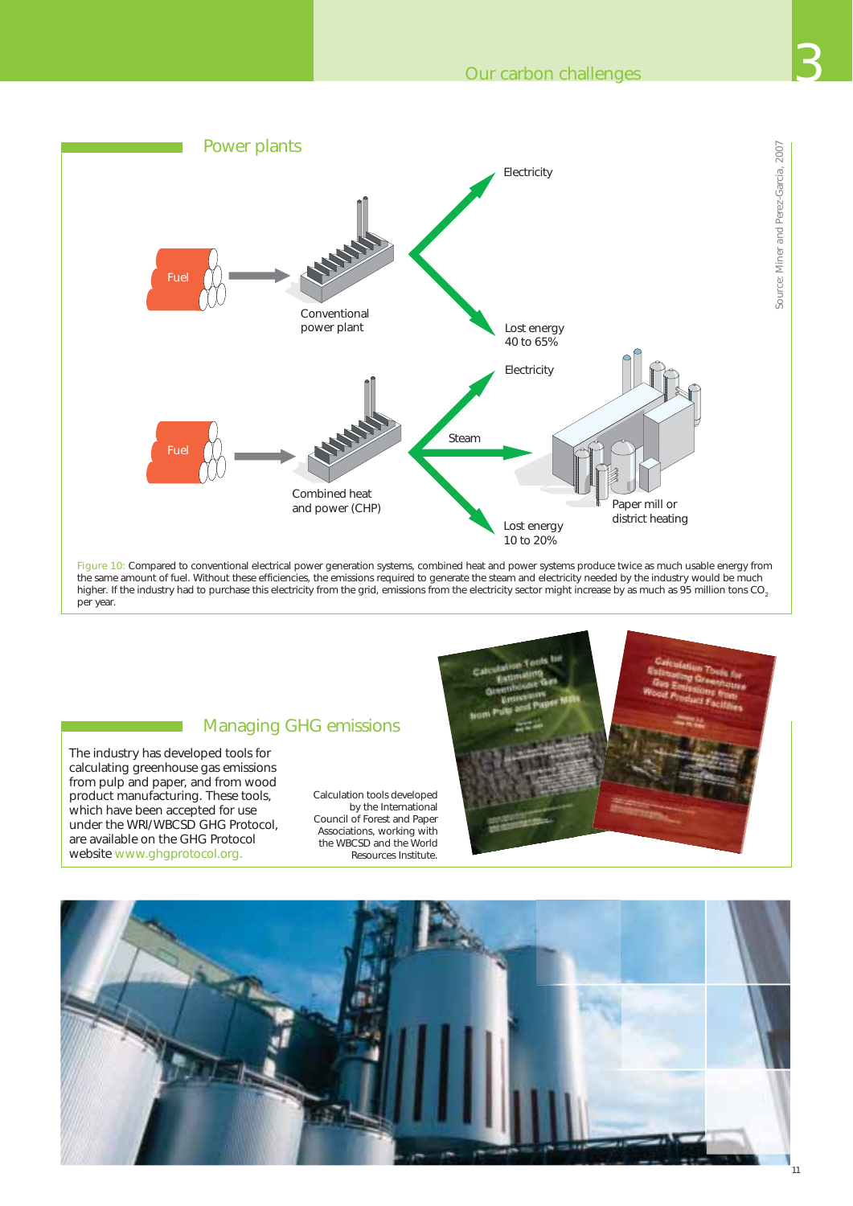## Power plants

Fuel → Conventional power plant → Electricity; Lost energy 40 to 65%

Fuel → Combined heat and power (CHP) → Electricity; Steam → Paper mill or district heating; Lost energy 10 to 20%

Source: Miner and Perez-Garcia, 2007

Figure 10: Compared to conventional electrical power generation systems, combined heat and power systems produce twice as much usable energy from the same amount of fuel. Without these efficiencies, the emissions required to generate the steam and electricity needed by the industry would be much higher. If the industry had to purchase this electricity from the grid, emissions from the electricity sector might increase by as much as 95 million tons $CO_2$ per year.

## Managing GHG emissions

The industry has developed tools for calculating greenhouse gas emissions from pulp and paper, and from wood product manufacturing. These tools, which have been accepted for use under the WRI/WBCSD GHG Protocol, are available on the GHG Protocol website www.ghgprotocol.org.

Calculation tools developed by the International Council of Forest and Paper Associations, working with the WBCSD and the World Resources Institute.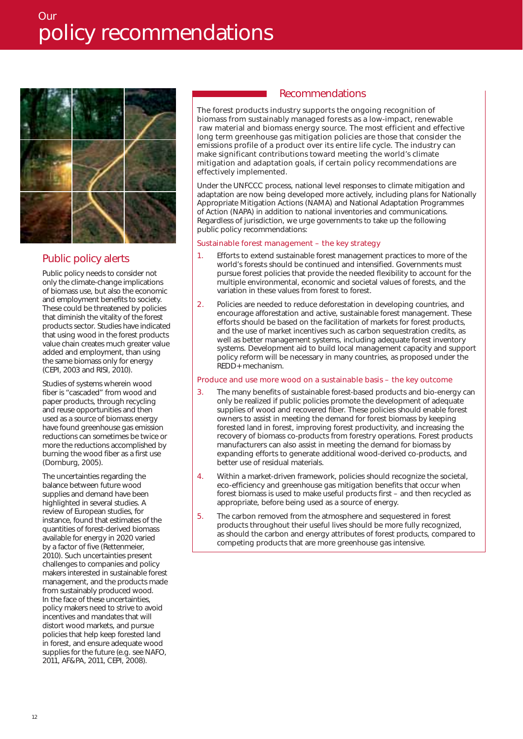# Our policy recommendations

## Public policy alerts

Public policy needs to consider not only the climate-change implications of biomass use, but also the economic and employment benefits to society. These could be threatened by policies that diminish the vitality of the forest products sector. Studies have indicated that using wood in the forest products value chain creates much greater value added and employment, than using the same biomass only for energy (CEPI, 2003 and RISI, 2010).

Studies of systems wherein wood fiber is "cascaded" from wood and paper products, through recycling and reuse opportunities and then used as a source of biomass energy have found greenhouse gas emission reductions can sometimes be twice or more the reductions accomplished by burning the wood fiber as a first use (Dornburg, 2005).

The uncertainties regarding the balance between future wood supplies and demand have been highlighted in several studies. A review of European studies, for instance, found that estimates of the quantities of forest-derived biomass available for energy in 2020 varied by a factor of five (Rettenmeier, 2010). Such uncertainties present challenges to companies and policy makers interested in sustainable forest management, and the products made from sustainably produced wood. In the face of these uncertainties, policy makers need to strive to avoid incentives and mandates that will distort wood markets, and pursue policies that help keep forested land in forest, and ensure adequate wood supplies for the future (e.g. see NAFO, 2011, AF&PA, 2011, CEPI, 2008).

## Recommendations

The forest products industry supports the ongoing recognition of biomass from sustainably managed forests as a low-impact, renewable raw material and biomass energy source. The most efficient and effective long term greenhouse gas mitigation policies are those that consider the emissions profile of a product over its entire life cycle. The industry can make significant contributions toward meeting the world's climate mitigation and adaptation goals, if certain policy recommendations are effectively implemented.

Under the UNFCCC process, national level responses to climate mitigation and adaptation are now being developed more actively, including plans for Nationally Appropriate Mitigation Actions (NAMA) and National Adaptation Programmes of Action (NAPA) in addition to national inventories and communications. Regardless of jurisdiction, we urge governments to take up the following public policy recommendations:

### Sustainable forest management – the key strategy

1. Efforts to extend sustainable forest management practices to more of the world's forests should be continued and intensified. Governments must pursue forest policies that provide the needed flexibility to account for the multiple environmental, economic and societal values of forests, and the variation in these values from forest to forest.
2. Policies are needed to reduce deforestation in developing countries, and encourage afforestation and active, sustainable forest management. These efforts should be based on the facilitation of markets for forest products, and the use of market incentives such as carbon sequestration credits, as well as better management systems, including adequate forest inventory systems. Development aid to build local management capacity and support policy reform will be necessary in many countries, as proposed under the REDD+ mechanism.

### Produce and use more wood on a sustainable basis – the key outcome

3. The many benefits of sustainable forest-based products and bio-energy can only be realized if public policies promote the development of adequate supplies of wood and recovered fiber. These policies should enable forest owners to assist in meeting the demand for forest biomass by keeping forested land in forest, improving forest productivity, and increasing the recovery of biomass co-products from forestry operations. Forest products manufacturers can also assist in meeting the demand for biomass by expanding efforts to generate additional wood-derived co-products, and better use of residual materials.
4. Within a market-driven framework, policies should recognize the societal, eco-efficiency and greenhouse gas mitigation benefits that occur when forest biomass is used to make useful products first – and then recycled as appropriate, before being used as a source of energy.
5. The carbon removed from the atmosphere and sequestered in forest products throughout their useful lives should be more fully recognized, as should the carbon and energy attributes of forest products, compared to competing products that are more greenhouse gas intensive.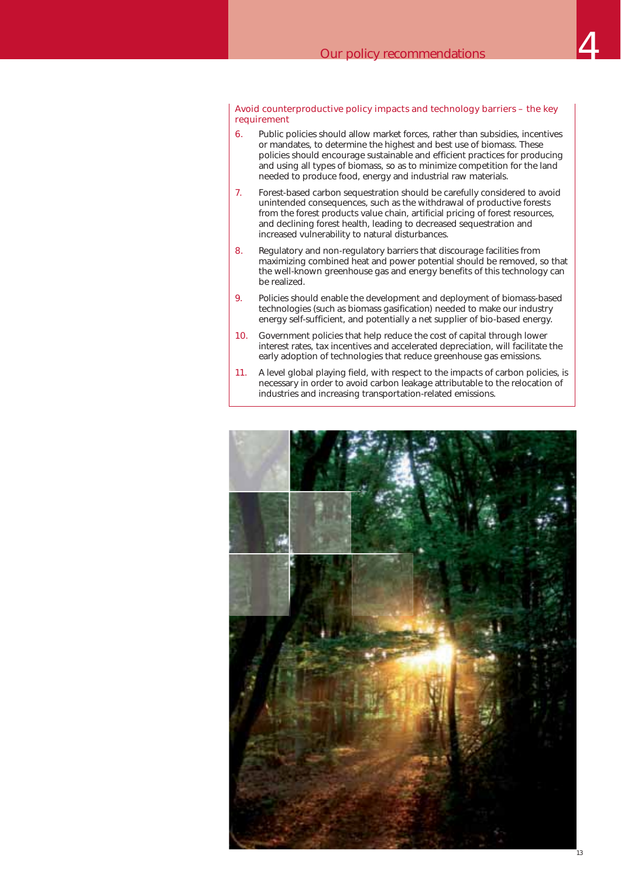## Our policy recommendations

### Avoid counterproductive policy impacts and technology barriers – the key requirement

6. Public policies should allow market forces, rather than subsidies, incentives or mandates, to determine the highest and best use of biomass. These policies should encourage sustainable and efficient practices for producing and using all types of biomass, so as to minimize competition for the land needed to produce food, energy and industrial raw materials.

7. Forest-based carbon sequestration should be carefully considered to avoid unintended consequences, such as the withdrawal of productive forests from the forest products value chain, artificial pricing of forest resources, and declining forest health, leading to decreased sequestration and increased vulnerability to natural disturbances.

8. Regulatory and non-regulatory barriers that discourage facilities from maximizing combined heat and power potential should be removed, so that the well-known greenhouse gas and energy benefits of this technology can be realized.

9. Policies should enable the development and deployment of biomass-based technologies (such as biomass gasification) needed to make our industry energy self-sufficient, and potentially a net supplier of bio-based energy.

10. Government policies that help reduce the cost of capital through lower interest rates, tax incentives and accelerated depreciation, will facilitate the early adoption of technologies that reduce greenhouse gas emissions.

11. A level global playing field, with respect to the impacts of carbon policies, is necessary in order to avoid carbon leakage attributable to the relocation of industries and increasing transportation-related emissions.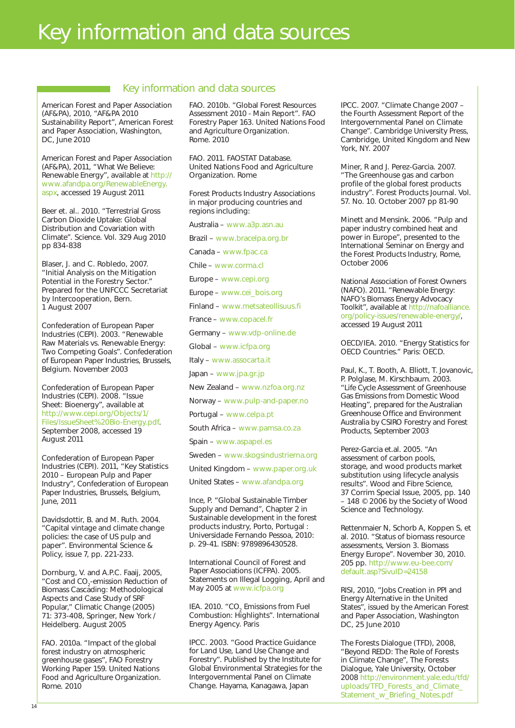# Key information and data sources

## Key information and data sources

American Forest and Paper Association (AF&PA), 2010, "AF&PA 2010 Sustainability Report", American Forest and Paper Association, Washington, DC, June 2010

American Forest and Paper Association (AF&PA), 2011, "What We Believe: Renewable Energy", available at http://www.afandpa.org/RenewableEnergy.aspx, accessed 19 August 2011

Beer et. al.. 2010. "Terrestrial Gross Carbon Dioxide Uptake: Global Distribution and Covariation with Climate". Science. Vol. 329 Aug 2010 pp 834-838

Blaser, J. and C. Robledo, 2007. "Initial Analysis on the Mitigation Potential in the Forestry Sector." Prepared for the UNFCCC Secretariat by Intercooperation, Bern. 1 August 2007

Confederation of European Paper Industries (CEPI). 2003. "Renewable Raw Materials vs. Renewable Energy: Two Competing Goals". Confederation of European Paper Industries, Brussels, Belgium. November 2003

Confederation of European Paper Industries (CEPI). 2008. "Issue Sheet: Bioenergy", available at http://www.cepi.org/Objects/1/Files/IssueSheet%20Bio-Energy.pdf. September 2008, accessed 19 August 2011

Confederation of European Paper Industries (CEPI). 2011, "Key Statistics 2010 – European Pulp and Paper Industry", Confederation of European Paper Industries, Brussels, Belgium, June, 2011

Davidsdottir, B. and M. Ruth. 2004. "Capital vintage and climate change policies: the case of US pulp and paper". Environmental Science & Policy, issue 7, pp. 221-233.

Dornburg, V. and A.P.C. Faaij, 2005, "Cost and $CO_2$-emission Reduction of Biomass Cascading: Methodological Aspects and Case Study of SRF Popular," Climatic Change (2005) 71: 373-408, Springer, New York / Heidelberg. August 2005

FAO. 2010a. "Impact of the global forest industry on atmospheric greenhouse gases", FAO Forestry Working Paper 159. United Nations Food and Agriculture Organization. Rome. 2010

FAO. 2010b. "Global Forest Resources Assessment 2010 - Main Report". FAO Forestry Paper 163. United Nations Food and Agriculture Organization. Rome. 2010

FAO. 2011. FAOSTAT Database. United Nations Food and Agriculture Organization. Rome

Forest Products Industry Associations in major producing countries and regions including:

- Australia – www.a3p.asn.au
- Brazil – www.bracelpa.org.br
- Canada – www.fpac.ca
- Chile – www.corma.cl
- Europe – www.cepi.org
- Europe – www.cei_bois.org
- Finland – www.metsateollisuus.fi
- France – www.copacel.fr
- Germany – www.vdp-online.de
- Global – www.icfpa.org
- Italy – www.assocarta.it
- Japan – www.jpa.gr.jp
- New Zealand – www.nzfoa.org.nz
- Norway – www.pulp-and-paper.no
- Portugal – www.celpa.pt
- South Africa – www.pamsa.co.za
- Spain – www.aspapel.es
- Sweden – www.skogsindustrierna.org
- United Kingdom – www.paper.org.uk
- United States – www.afandpa.org

Ince, P. "Global Sustainable Timber Supply and Demand", Chapter 2 in Sustainable development in the forest products industry, Porto, Portugal : Universidade Fernando Pessoa, 2010: p. 29-41. ISBN: 9789896430528.

International Council of Forest and Paper Associations (ICFPA). 2005. Statements on Illegal Logging, April and May 2005 at www.icfpa.org

IEA. 2010. "$CO_2$ Emissions from Fuel Combustion: Highlights". International Energy Agency. Paris

IPCC. 2003. "Good Practice Guidance for Land Use, Land Use Change and Forestry". Published by the Institute for Global Environmental Strategies for the Intergovernmental Panel on Climate Change. Hayama, Kanagawa, Japan

IPCC. 2007. "Climate Change 2007 – the Fourth Assessment Report of the Intergovernmental Panel on Climate Change". Cambridge University Press, Cambridge, United Kingdom and New York, NY. 2007

Miner, R and J. Perez-Garcia. 2007. "The Greenhouse gas and carbon profile of the global forest products industry". Forest Products Journal. Vol. 57. No. 10. October 2007 pp 81-90

Minett and Mensink. 2006. "Pulp and paper industry combined heat and power in Europe", presented to the International Seminar on Energy and the Forest Products Industry, Rome, October 2006

National Association of Forest Owners (NAFO). 2011. "Renewable Energy: NAFO's Biomass Energy Advocacy Toolkit", available at http://nafoalliance.org/policy-issues/renewable-energy/, accessed 19 August 2011

OECD/IEA. 2010. "Energy Statistics for OECD Countries." Paris: OECD.

Paul, K., T. Booth, A. Elliott, T. Jovanovic, P. Polglase, M. Kirschbaum. 2003. "Life Cycle Assessment of Greenhouse Gas Emissions from Domestic Wood Heating", prepared for the Australian Greenhouse Office and Environment Australia by CSIRO Forestry and Forest Products, September 2003

Perez-Garcia et.al. 2005. "An assessment of carbon pools, storage, and wood products market substitution using lifecycle analysis results". Wood and Fibre Science, 37 Corrim Special Issue, 2005, pp. 140 – 148 © 2006 by the Society of Wood Science and Technology.

Rettenmaier N, Schorb A, Koppen S, et al. 2010. "Status of biomass resource assessments, Version 3. Biomass Energy Europe". November 30, 2010. 205 pp. http://www.eu-bee.com/default.asp?SivuID=24158

RISI, 2010, "Jobs Creation in PPI and Energy Alternative in the United States", issued by the American Forest and Paper Association, Washington DC, 25 June 2010

The Forests Dialogue (TFD), 2008, "Beyond REDD: The Role of Forests in Climate Change", The Forests Dialogue, Yale University, October 2008 http://environment.yale.edu/tfd/uploads/TFD_Forests_and_Climate_Statement_w_Briefing_Notes.pdf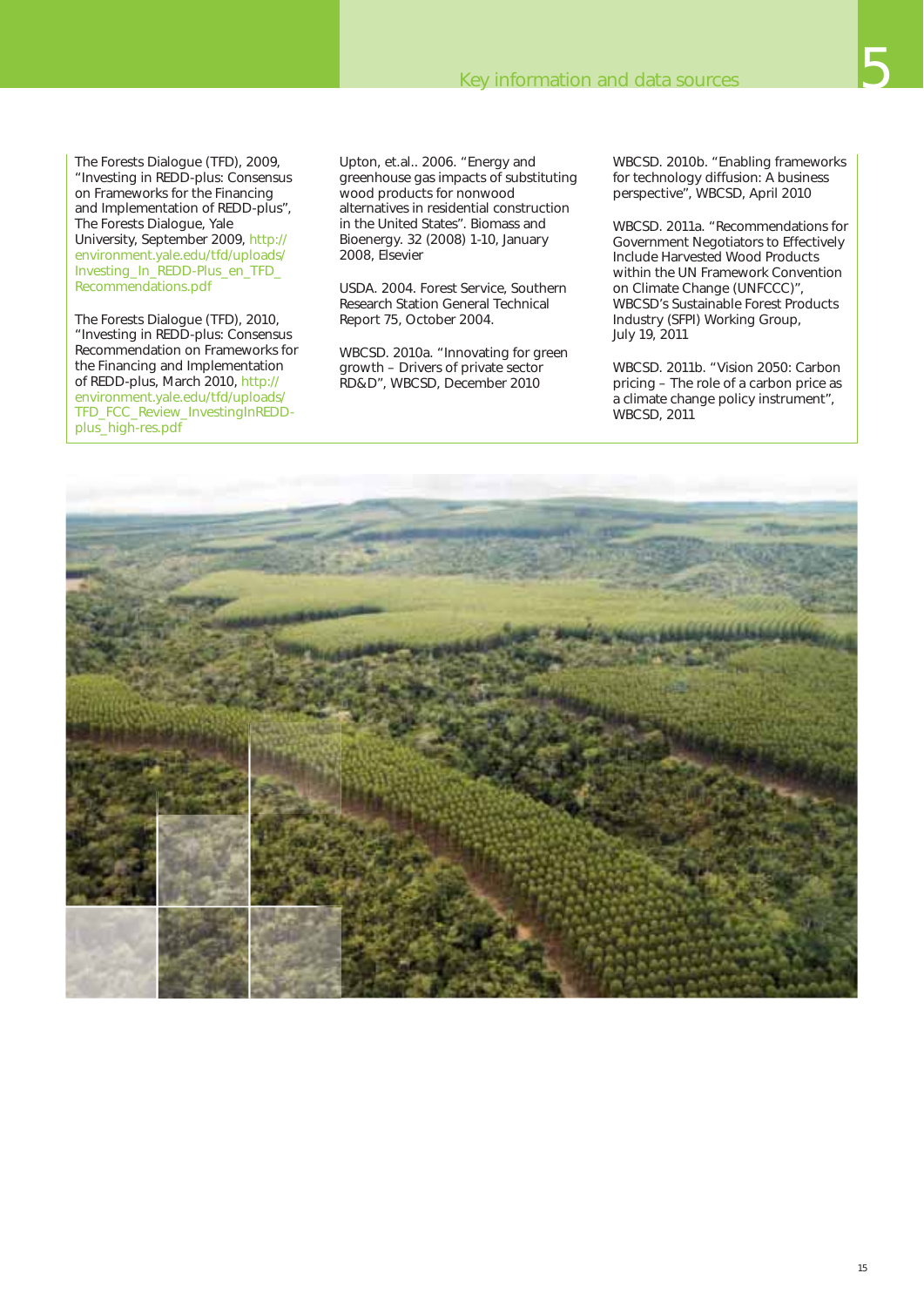The Forests Dialogue (TFD), 2009, "Investing in REDD-plus: Consensus on Frameworks for the Financing and Implementation of REDD-plus", The Forests Dialogue, Yale University, September 2009, http://environment.yale.edu/tfd/uploads/Investing_In_REDD-Plus_en_TFD_Recommendations.pdf

The Forests Dialogue (TFD), 2010, "Investing in REDD-plus: Consensus Recommendation on Frameworks for the Financing and Implementation of REDD-plus, March 2010, http://environment.yale.edu/tfd/uploads/TFD_FCC_Review_InvestingInREDD-plus_high-res.pdf

Upton, et.al.. 2006. "Energy and greenhouse gas impacts of substituting wood products for nonwood alternatives in residential construction in the United States". Biomass and Bioenergy. 32 (2008) 1-10, January 2008, Elsevier

USDA. 2004. Forest Service, Southern Research Station General Technical Report 75, October 2004.

WBCSD. 2010a. "Innovating for green growth – Drivers of private sector RD&D", WBCSD, December 2010

WBCSD. 2010b. "Enabling frameworks for technology diffusion: A business perspective", WBCSD, April 2010

WBCSD. 2011a. "Recommendations for Government Negotiators to Effectively Include Harvested Wood Products within the UN Framework Convention on Climate Change (UNFCCC)", WBCSD's Sustainable Forest Products Industry (SFPI) Working Group, July 19, 2011

WBCSD. 2011b. "Vision 2050: Carbon pricing – The role of a carbon price as a climate change policy instrument", WBCSD, 2011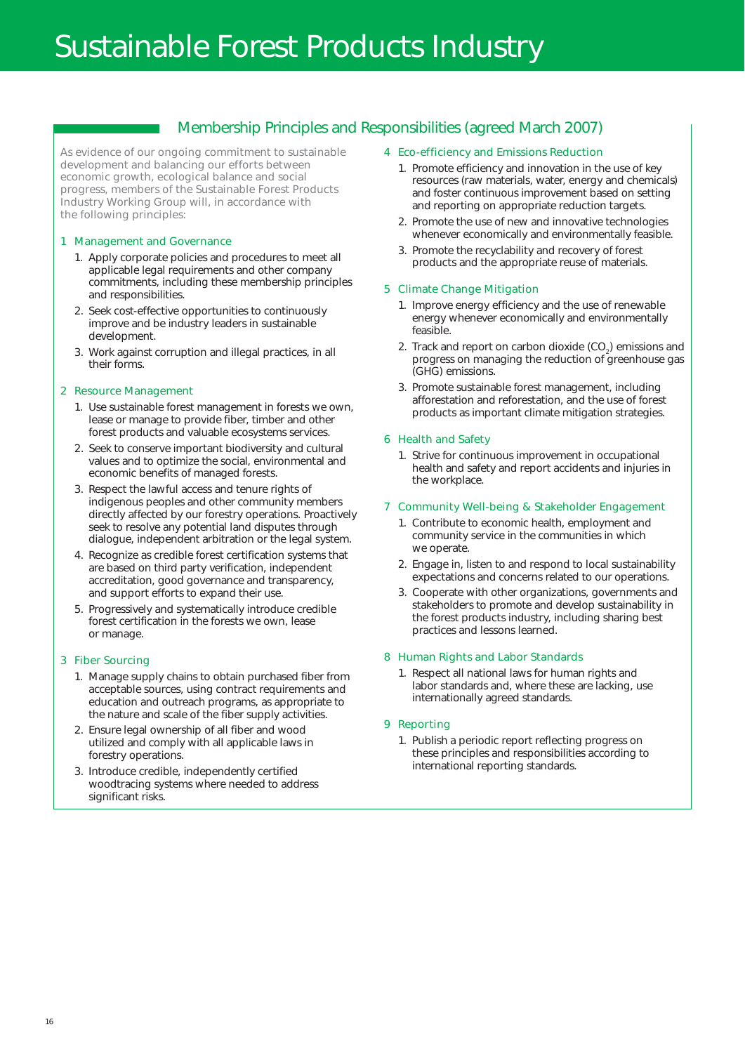# Sustainable Forest Products Industry

## Membership Principles and Responsibilities (agreed March 2007)

As evidence of our ongoing commitment to sustainable development and balancing our efforts between economic growth, ecological balance and social progress, members of the Sustainable Forest Products Industry Working Group will, in accordance with the following principles:

### 1 Management and Governance

1. Apply corporate policies and procedures to meet all applicable legal requirements and other company commitments, including these membership principles and responsibilities.
2. Seek cost-effective opportunities to continuously improve and be industry leaders in sustainable development.
3. Work against corruption and illegal practices, in all their forms.

### 2 Resource Management

1. Use sustainable forest management in forests we own, lease or manage to provide fiber, timber and other forest products and valuable ecosystems services.
2. Seek to conserve important biodiversity and cultural values and to optimize the social, environmental and economic benefits of managed forests.
3. Respect the lawful access and tenure rights of indigenous peoples and other community members directly affected by our forestry operations. Proactively seek to resolve any potential land disputes through dialogue, independent arbitration or the legal system.
4. Recognize as credible forest certification systems that are based on third party verification, independent accreditation, good governance and transparency, and support efforts to expand their use.
5. Progressively and systematically introduce credible forest certification in the forests we own, lease or manage.

### 3 Fiber Sourcing

1. Manage supply chains to obtain purchased fiber from acceptable sources, using contract requirements and education and outreach programs, as appropriate to the nature and scale of the fiber supply activities.
2. Ensure legal ownership of all fiber and wood utilized and comply with all applicable laws in forestry operations.
3. Introduce credible, independently certified woodtracing systems where needed to address significant risks.

### 4 Eco-efficiency and Emissions Reduction

1. Promote efficiency and innovation in the use of key resources (raw materials, water, energy and chemicals) and foster continuous improvement based on setting and reporting on appropriate reduction targets.
2. Promote the use of new and innovative technologies whenever economically and environmentally feasible.
3. Promote the recyclability and recovery of forest products and the appropriate reuse of materials.

### 5 Climate Change Mitigation

1. Improve energy efficiency and the use of renewable energy whenever economically and environmentally feasible.
2. Track and report on carbon dioxide ($CO_2$) emissions and progress on managing the reduction of greenhouse gas (GHG) emissions.
3. Promote sustainable forest management, including afforestation and reforestation, and the use of forest products as important climate mitigation strategies.

### 6 Health and Safety

1. Strive for continuous improvement in occupational health and safety and report accidents and injuries in the workplace.

### 7 Community Well-being & Stakeholder Engagement

1. Contribute to economic health, employment and community service in the communities in which we operate.
2. Engage in, listen to and respond to local sustainability expectations and concerns related to our operations.
3. Cooperate with other organizations, governments and stakeholders to promote and develop sustainability in the forest products industry, including sharing best practices and lessons learned.

### 8 Human Rights and Labor Standards

1. Respect all national laws for human rights and labor standards and, where these are lacking, use internationally agreed standards.

### 9 Reporting

1. Publish a periodic report reflecting progress on these principles and responsibilities according to international reporting standards.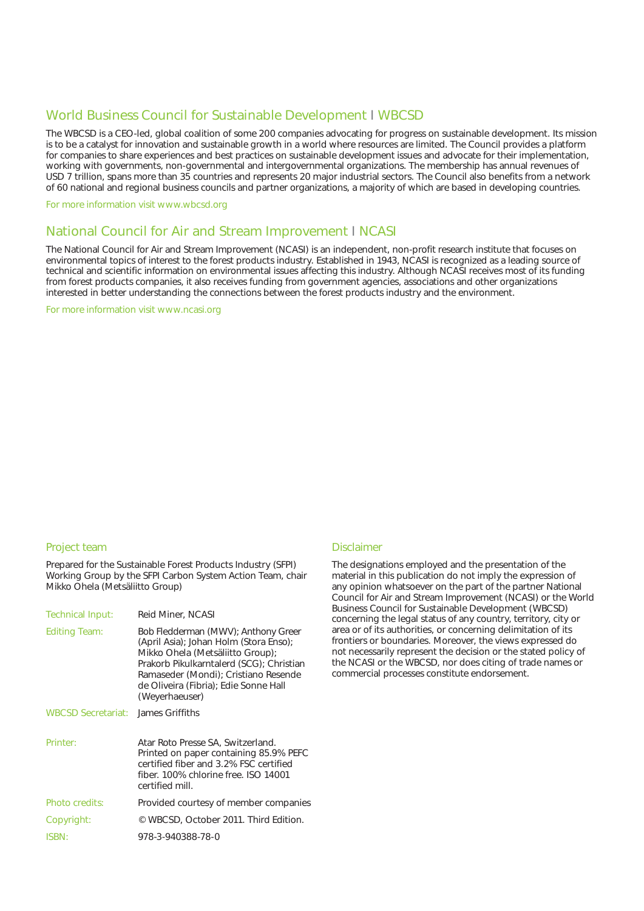## World Business Council for Sustainable Development | WBCSD

The WBCSD is a CEO-led, global coalition of some 200 companies advocating for progress on sustainable development. Its mission is to be a catalyst for innovation and sustainable growth in a world where resources are limited. The Council provides a platform for companies to share experiences and best practices on sustainable development issues and advocate for their implementation, working with governments, non-governmental and intergovernmental organizations. The membership has annual revenues of USD 7 trillion, spans more than 35 countries and represents 20 major industrial sectors. The Council also benefits from a network of 60 national and regional business councils and partner organizations, a majority of which are based in developing countries.

For more information visit www.wbcsd.org

## National Council for Air and Stream Improvement | NCASI

The National Council for Air and Stream Improvement (NCASI) is an independent, non-profit research institute that focuses on environmental topics of interest to the forest products industry. Established in 1943, NCASI is recognized as a leading source of technical and scientific information on environmental issues affecting this industry. Although NCASI receives most of its funding from forest products companies, it also receives funding from government agencies, associations and other organizations interested in better understanding the connections between the forest products industry and the environment.

For more information visit www.ncasi.org

### Project team

Prepared for the Sustainable Forest Products Industry (SFPI) Working Group by the SFPI Carbon System Action Team, chair Mikko Ohela (Metsäliitto Group)

| | |
|---|---|
| Technical Input: | Reid Miner, NCASI |
| Editing Team: | Bob Fledderman (MWV); Anthony Greer (April Asia); Johan Holm (Stora Enso); Mikko Ohela (Metsäliitto Group); Prakorb Pikulkarntalerd (SCG); Christian Ramaseder (Mondi); Cristiano Resende de Oliveira (Fibria); Edie Sonne Hall (Weyerhaeuser) |
| WBCSD Secretariat: | James Griffiths |
| Printer: | Atar Roto Presse SA, Switzerland. Printed on paper containing 85.9% PEFC certified fiber and 3.2% FSC certified fiber. 100% chlorine free. ISO 14001 certified mill. |
| Photo credits: | Provided courtesy of member companies |
| Copyright: | © WBCSD, October 2011. Third Edition. |
| ISBN: | 978-3-940388-78-0 |

### Disclaimer

The designations employed and the presentation of the material in this publication do not imply the expression of any opinion whatsoever on the part of the partner National Council for Air and Stream Improvement (NCASI) or the World Business Council for Sustainable Development (WBCSD) concerning the legal status of any country, territory, city or area or of its authorities, or concerning delimitation of its frontiers or boundaries. Moreover, the views expressed do not necessarily represent the decision or the stated policy of the NCASI or the WBCSD, nor does citing of trade names or commercial processes constitute endorsement.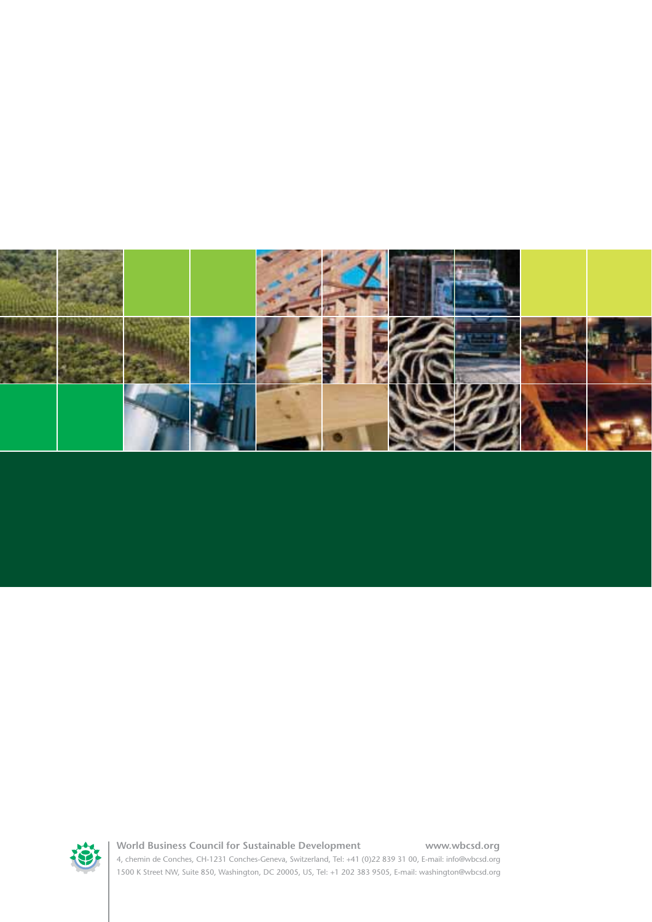**World Business Council for Sustainable Development** **www.wbcsd.org**

4, chemin de Conches, CH-1231 Conches-Geneva, Switzerland, Tel: +41 (0)22 839 31 00, E-mail: info@wbcsd.org

1500 K Street NW, Suite 850, Washington, DC 20005, US, Tel: +1 202 383 9505, E-mail: washington@wbcsd.org